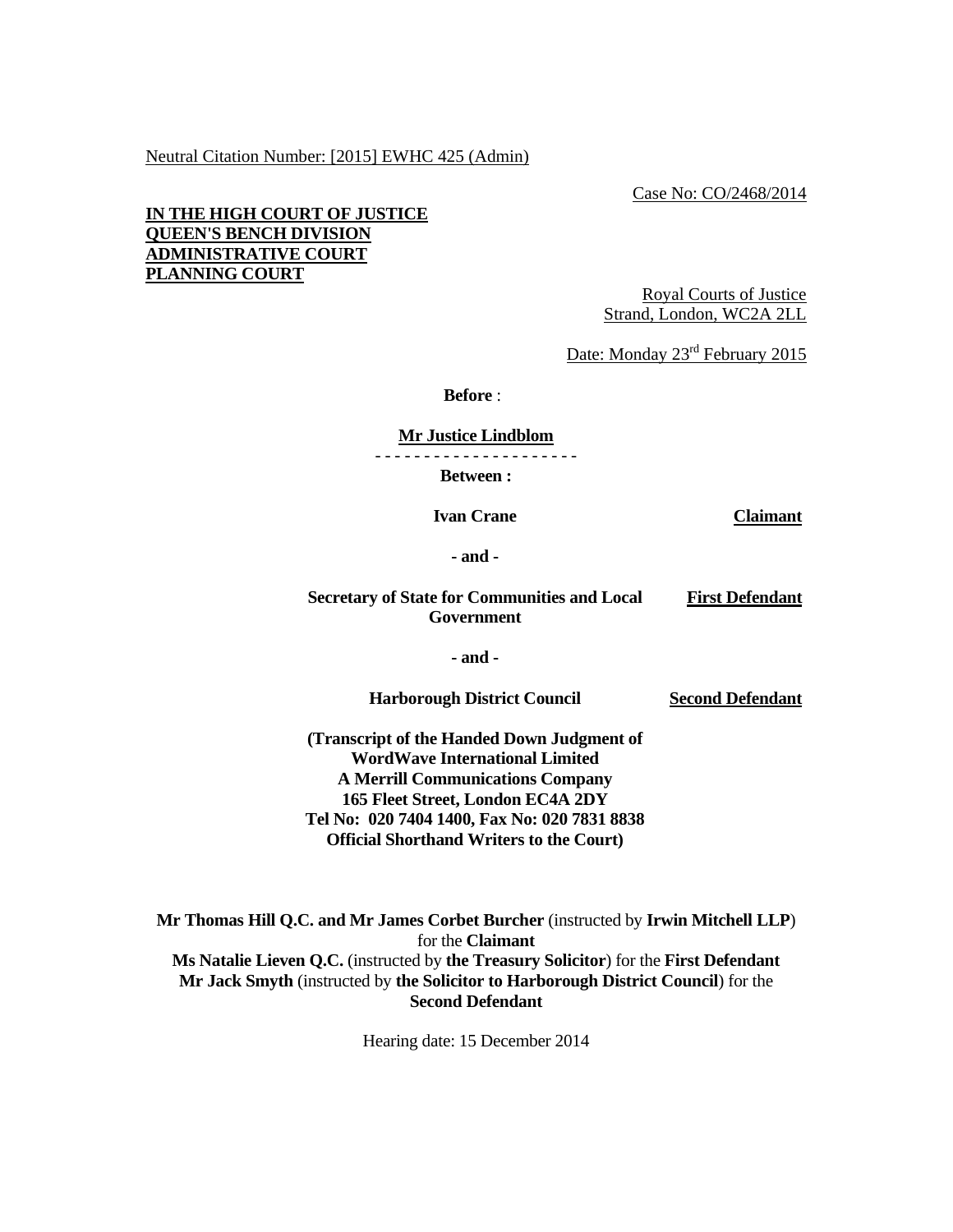Neutral Citation Number: [2015] EWHC 425 (Admin)

Case No: CO/2468/2014

**IN THE HIGH COURT OF JUSTICE**
**QUEEN'S BENCH DIVISION**
**ADMINISTRATIVE COURT**
**PLANNING COURT**

Royal Courts of Justice
Strand, London, WC2A 2LL

Date: Monday 23rd February 2015

**Before** :

**Mr Justice Lindblom**

- - - - - - - - - - - - - - - - - - - - -

**Between :**

**Ivan Crane** — **Claimant**

**- and -**

**Secretary of State for Communities and Local Government** — **First Defendant**

**- and -**

**Harborough District Council** — **Second Defendant**

**(Transcript of the Handed Down Judgment of**
**WordWave International Limited**
**A Merrill Communications Company**
**165 Fleet Street, London EC4A 2DY**
**Tel No: 020 7404 1400, Fax No: 020 7831 8838**
**Official Shorthand Writers to the Court)**

**Mr Thomas Hill Q.C. and Mr James Corbet Burcher** (instructed by **Irwin Mitchell LLP**) for the **Claimant**
**Ms Natalie Lieven Q.C.** (instructed by **the Treasury Solicitor**) for the **First Defendant**
**Mr Jack Smyth** (instructed by **the Solicitor to Harborough District Council**) for the **Second Defendant**

Hearing date: 15 December 2014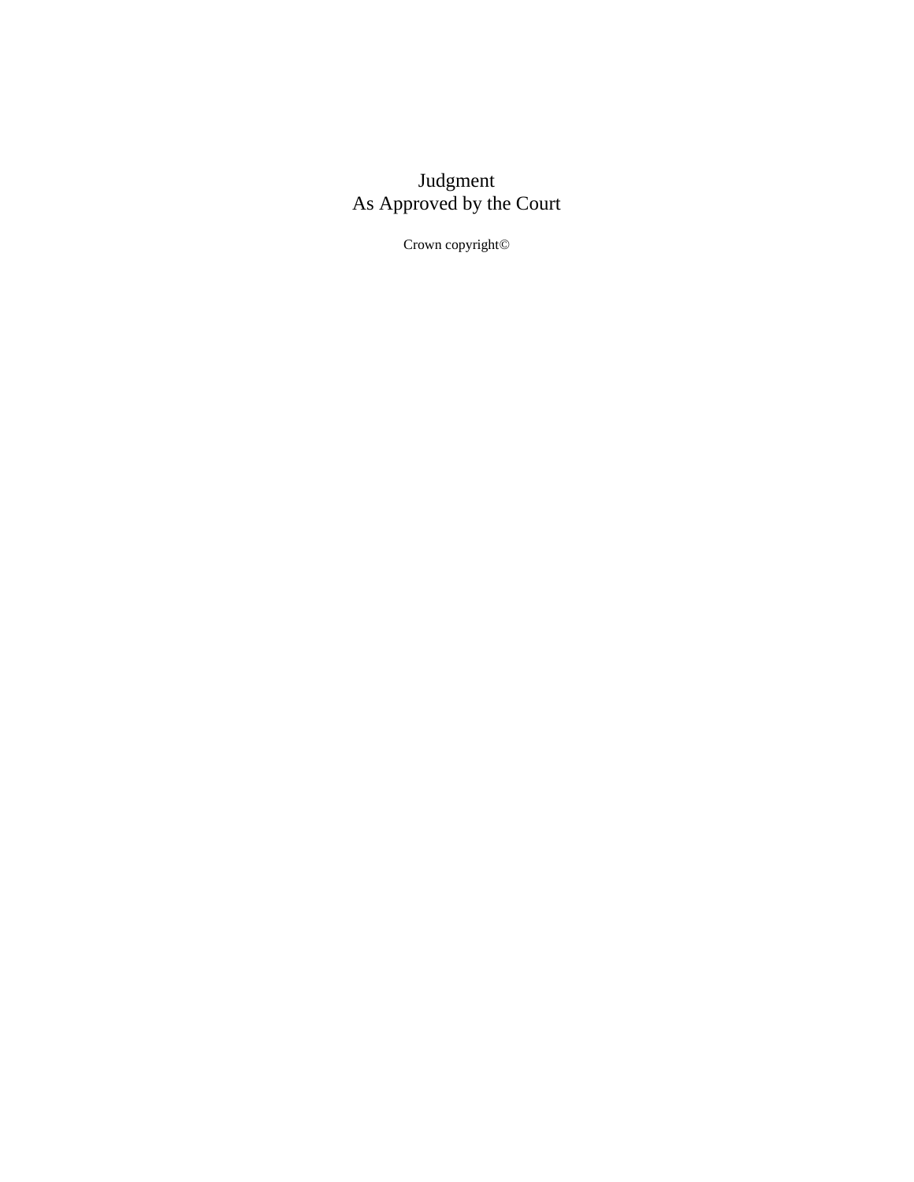Judgment
As Approved by the Court

Crown copyright©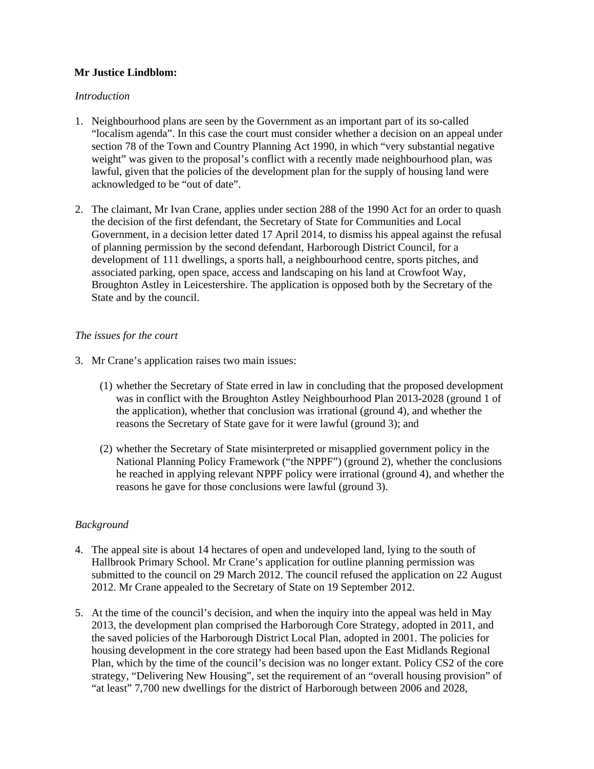**Mr Justice Lindblom:**

*Introduction*

1. Neighbourhood plans are seen by the Government as an important part of its so-called "localism agenda". In this case the court must consider whether a decision on an appeal under section 78 of the Town and Country Planning Act 1990, in which "very substantial negative weight" was given to the proposal's conflict with a recently made neighbourhood plan, was lawful, given that the policies of the development plan for the supply of housing land were acknowledged to be "out of date".

2. The claimant, Mr Ivan Crane, applies under section 288 of the 1990 Act for an order to quash the decision of the first defendant, the Secretary of State for Communities and Local Government, in a decision letter dated 17 April 2014, to dismiss his appeal against the refusal of planning permission by the second defendant, Harborough District Council, for a development of 111 dwellings, a sports hall, a neighbourhood centre, sports pitches, and associated parking, open space, access and landscaping on his land at Crowfoot Way, Broughton Astley in Leicestershire. The application is opposed both by the Secretary of the State and by the council.

*The issues for the court*

3. Mr Crane's application raises two main issues:

   (1) whether the Secretary of State erred in law in concluding that the proposed development was in conflict with the Broughton Astley Neighbourhood Plan 2013-2028 (ground 1 of the application), whether that conclusion was irrational (ground 4), and whether the reasons the Secretary of State gave for it were lawful (ground 3); and

   (2) whether the Secretary of State misinterpreted or misapplied government policy in the National Planning Policy Framework ("the NPPF") (ground 2), whether the conclusions he reached in applying relevant NPPF policy were irrational (ground 4), and whether the reasons he gave for those conclusions were lawful (ground 3).

*Background*

4. The appeal site is about 14 hectares of open and undeveloped land, lying to the south of Hallbrook Primary School. Mr Crane's application for outline planning permission was submitted to the council on 29 March 2012. The council refused the application on 22 August 2012. Mr Crane appealed to the Secretary of State on 19 September 2012.

5. At the time of the council's decision, and when the inquiry into the appeal was held in May 2013, the development plan comprised the Harborough Core Strategy, adopted in 2011, and the saved policies of the Harborough District Local Plan, adopted in 2001. The policies for housing development in the core strategy had been based upon the East Midlands Regional Plan, which by the time of the council's decision was no longer extant. Policy CS2 of the core strategy, "Delivering New Housing", set the requirement of an "overall housing provision" of "at least" 7,700 new dwellings for the district of Harborough between 2006 and 2028,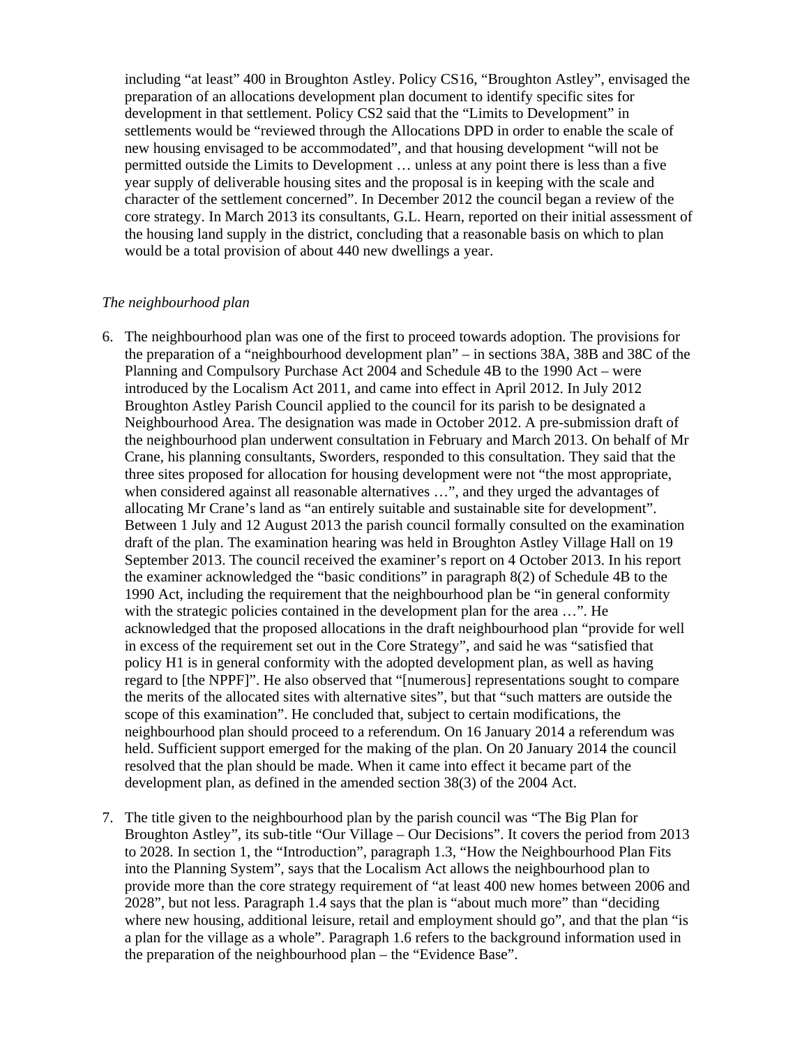including "at least" 400 in Broughton Astley. Policy CS16, "Broughton Astley", envisaged the preparation of an allocations development plan document to identify specific sites for development in that settlement. Policy CS2 said that the "Limits to Development" in settlements would be "reviewed through the Allocations DPD in order to enable the scale of new housing envisaged to be accommodated", and that housing development "will not be permitted outside the Limits to Development … unless at any point there is less than a five year supply of deliverable housing sites and the proposal is in keeping with the scale and character of the settlement concerned". In December 2012 the council began a review of the core strategy. In March 2013 its consultants, G.L. Hearn, reported on their initial assessment of the housing land supply in the district, concluding that a reasonable basis on which to plan would be a total provision of about 440 new dwellings a year.

*The neighbourhood plan*

6. The neighbourhood plan was one of the first to proceed towards adoption. The provisions for the preparation of a "neighbourhood development plan" – in sections 38A, 38B and 38C of the Planning and Compulsory Purchase Act 2004 and Schedule 4B to the 1990 Act – were introduced by the Localism Act 2011, and came into effect in April 2012. In July 2012 Broughton Astley Parish Council applied to the council for its parish to be designated a Neighbourhood Area. The designation was made in October 2012. A pre-submission draft of the neighbourhood plan underwent consultation in February and March 2013. On behalf of Mr Crane, his planning consultants, Sworders, responded to this consultation. They said that the three sites proposed for allocation for housing development were not "the most appropriate, when considered against all reasonable alternatives …", and they urged the advantages of allocating Mr Crane's land as "an entirely suitable and sustainable site for development". Between 1 July and 12 August 2013 the parish council formally consulted on the examination draft of the plan. The examination hearing was held in Broughton Astley Village Hall on 19 September 2013. The council received the examiner's report on 4 October 2013. In his report the examiner acknowledged the "basic conditions" in paragraph 8(2) of Schedule 4B to the 1990 Act, including the requirement that the neighbourhood plan be "in general conformity with the strategic policies contained in the development plan for the area …". He acknowledged that the proposed allocations in the draft neighbourhood plan "provide for well in excess of the requirement set out in the Core Strategy", and said he was "satisfied that policy H1 is in general conformity with the adopted development plan, as well as having regard to [the NPPF]". He also observed that "[numerous] representations sought to compare the merits of the allocated sites with alternative sites", but that "such matters are outside the scope of this examination". He concluded that, subject to certain modifications, the neighbourhood plan should proceed to a referendum. On 16 January 2014 a referendum was held. Sufficient support emerged for the making of the plan. On 20 January 2014 the council resolved that the plan should be made. When it came into effect it became part of the development plan, as defined in the amended section 38(3) of the 2004 Act.

7. The title given to the neighbourhood plan by the parish council was "The Big Plan for Broughton Astley", its sub-title "Our Village – Our Decisions". It covers the period from 2013 to 2028. In section 1, the "Introduction", paragraph 1.3, "How the Neighbourhood Plan Fits into the Planning System", says that the Localism Act allows the neighbourhood plan to provide more than the core strategy requirement of "at least 400 new homes between 2006 and 2028", but not less. Paragraph 1.4 says that the plan is "about much more" than "deciding where new housing, additional leisure, retail and employment should go", and that the plan "is a plan for the village as a whole". Paragraph 1.6 refers to the background information used in the preparation of the neighbourhood plan – the "Evidence Base".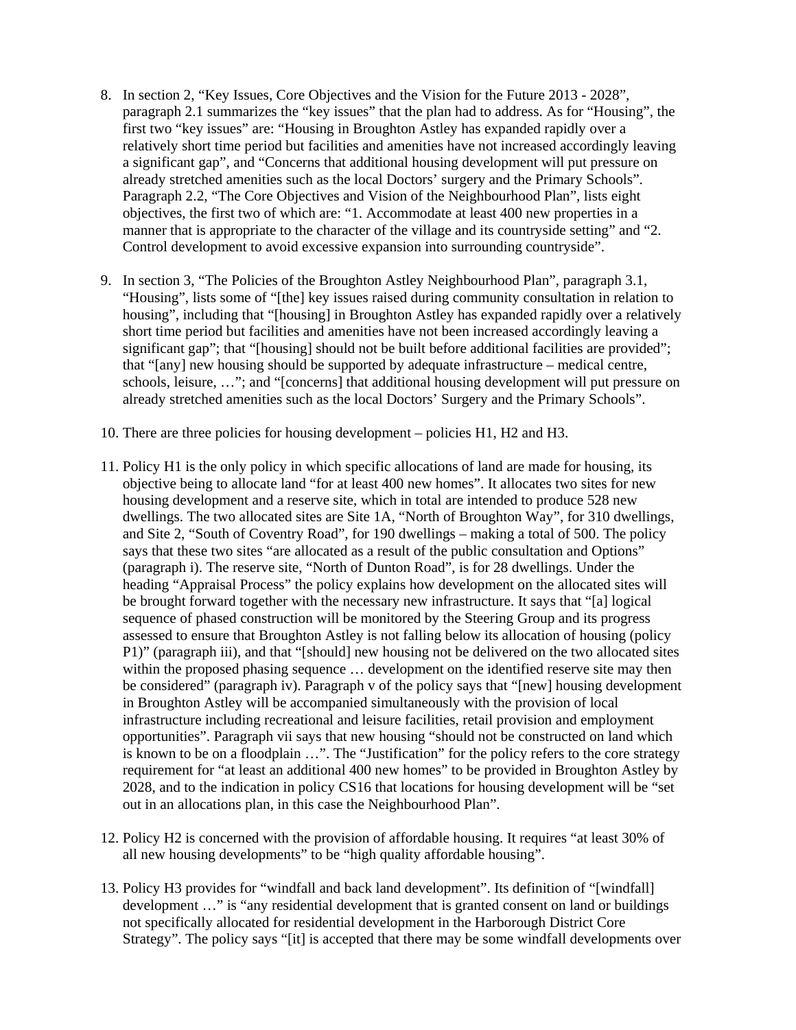8. In section 2, "Key Issues, Core Objectives and the Vision for the Future 2013 - 2028", paragraph 2.1 summarizes the "key issues" that the plan had to address. As for "Housing", the first two "key issues" are: "Housing in Broughton Astley has expanded rapidly over a relatively short time period but facilities and amenities have not increased accordingly leaving a significant gap", and "Concerns that additional housing development will put pressure on already stretched amenities such as the local Doctors' surgery and the Primary Schools". Paragraph 2.2, "The Core Objectives and Vision of the Neighbourhood Plan", lists eight objectives, the first two of which are: "1. Accommodate at least 400 new properties in a manner that is appropriate to the character of the village and its countryside setting" and "2. Control development to avoid excessive expansion into surrounding countryside".

9. In section 3, "The Policies of the Broughton Astley Neighbourhood Plan", paragraph 3.1, "Housing", lists some of "[the] key issues raised during community consultation in relation to housing", including that "[housing] in Broughton Astley has expanded rapidly over a relatively short time period but facilities and amenities have not been increased accordingly leaving a significant gap"; that "[housing] should not be built before additional facilities are provided"; that "[any] new housing should be supported by adequate infrastructure – medical centre, schools, leisure, …"; and "[concerns] that additional housing development will put pressure on already stretched amenities such as the local Doctors' Surgery and the Primary Schools".

10. There are three policies for housing development – policies H1, H2 and H3.

11. Policy H1 is the only policy in which specific allocations of land are made for housing, its objective being to allocate land "for at least 400 new homes". It allocates two sites for new housing development and a reserve site, which in total are intended to produce 528 new dwellings. The two allocated sites are Site 1A, "North of Broughton Way", for 310 dwellings, and Site 2, "South of Coventry Road", for 190 dwellings – making a total of 500. The policy says that these two sites "are allocated as a result of the public consultation and Options" (paragraph i). The reserve site, "North of Dunton Road", is for 28 dwellings. Under the heading "Appraisal Process" the policy explains how development on the allocated sites will be brought forward together with the necessary new infrastructure. It says that "[a] logical sequence of phased construction will be monitored by the Steering Group and its progress assessed to ensure that Broughton Astley is not falling below its allocation of housing (policy P1)" (paragraph iii), and that "[should] new housing not be delivered on the two allocated sites within the proposed phasing sequence … development on the identified reserve site may then be considered" (paragraph iv). Paragraph v of the policy says that "[new] housing development in Broughton Astley will be accompanied simultaneously with the provision of local infrastructure including recreational and leisure facilities, retail provision and employment opportunities". Paragraph vii says that new housing "should not be constructed on land which is known to be on a floodplain …". The "Justification" for the policy refers to the core strategy requirement for "at least an additional 400 new homes" to be provided in Broughton Astley by 2028, and to the indication in policy CS16 that locations for housing development will be "set out in an allocations plan, in this case the Neighbourhood Plan".

12. Policy H2 is concerned with the provision of affordable housing. It requires "at least 30% of all new housing developments" to be "high quality affordable housing".

13. Policy H3 provides for "windfall and back land development". Its definition of "[windfall] development …" is "any residential development that is granted consent on land or buildings not specifically allocated for residential development in the Harborough District Core Strategy". The policy says "[it] is accepted that there may be some windfall developments over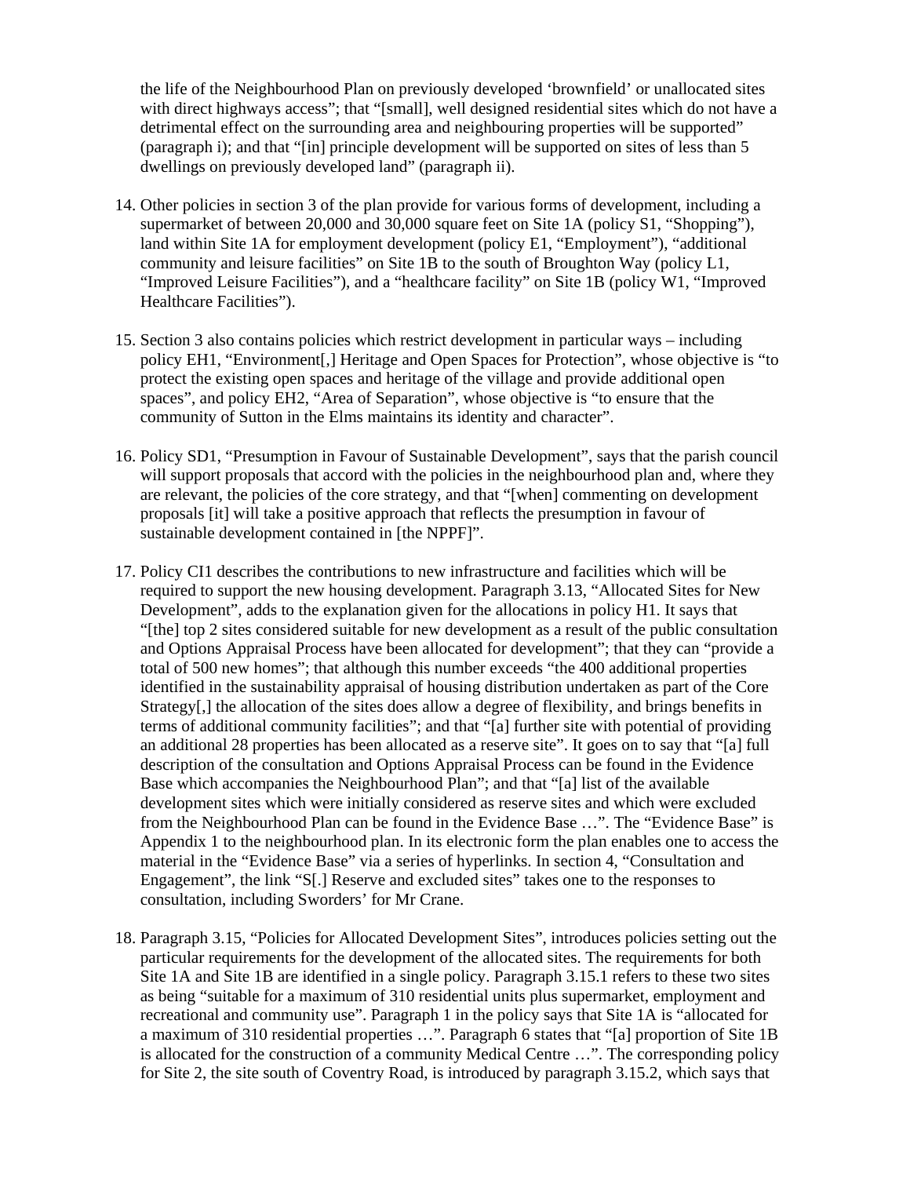the life of the Neighbourhood Plan on previously developed 'brownfield' or unallocated sites with direct highways access"; that "[small], well designed residential sites which do not have a detrimental effect on the surrounding area and neighbouring properties will be supported" (paragraph i); and that "[in] principle development will be supported on sites of less than 5 dwellings on previously developed land" (paragraph ii).

14. Other policies in section 3 of the plan provide for various forms of development, including a supermarket of between 20,000 and 30,000 square feet on Site 1A (policy S1, "Shopping"), land within Site 1A for employment development (policy E1, "Employment"), "additional community and leisure facilities" on Site 1B to the south of Broughton Way (policy L1, "Improved Leisure Facilities"), and a "healthcare facility" on Site 1B (policy W1, "Improved Healthcare Facilities").

15. Section 3 also contains policies which restrict development in particular ways – including policy EH1, "Environment[,] Heritage and Open Spaces for Protection", whose objective is "to protect the existing open spaces and heritage of the village and provide additional open spaces", and policy EH2, "Area of Separation", whose objective is "to ensure that the community of Sutton in the Elms maintains its identity and character".

16. Policy SD1, "Presumption in Favour of Sustainable Development", says that the parish council will support proposals that accord with the policies in the neighbourhood plan and, where they are relevant, the policies of the core strategy, and that "[when] commenting on development proposals [it] will take a positive approach that reflects the presumption in favour of sustainable development contained in [the NPPF]".

17. Policy CI1 describes the contributions to new infrastructure and facilities which will be required to support the new housing development. Paragraph 3.13, "Allocated Sites for New Development", adds to the explanation given for the allocations in policy H1. It says that "[the] top 2 sites considered suitable for new development as a result of the public consultation and Options Appraisal Process have been allocated for development"; that they can "provide a total of 500 new homes"; that although this number exceeds "the 400 additional properties identified in the sustainability appraisal of housing distribution undertaken as part of the Core Strategy[,] the allocation of the sites does allow a degree of flexibility, and brings benefits in terms of additional community facilities"; and that "[a] further site with potential of providing an additional 28 properties has been allocated as a reserve site". It goes on to say that "[a] full description of the consultation and Options Appraisal Process can be found in the Evidence Base which accompanies the Neighbourhood Plan"; and that "[a] list of the available development sites which were initially considered as reserve sites and which were excluded from the Neighbourhood Plan can be found in the Evidence Base …". The "Evidence Base" is Appendix 1 to the neighbourhood plan. In its electronic form the plan enables one to access the material in the "Evidence Base" via a series of hyperlinks. In section 4, "Consultation and Engagement", the link "S[.] Reserve and excluded sites" takes one to the responses to consultation, including Sworders' for Mr Crane.

18. Paragraph 3.15, "Policies for Allocated Development Sites", introduces policies setting out the particular requirements for the development of the allocated sites. The requirements for both Site 1A and Site 1B are identified in a single policy. Paragraph 3.15.1 refers to these two sites as being "suitable for a maximum of 310 residential units plus supermarket, employment and recreational and community use". Paragraph 1 in the policy says that Site 1A is "allocated for a maximum of 310 residential properties …". Paragraph 6 states that "[a] proportion of Site 1B is allocated for the construction of a community Medical Centre …". The corresponding policy for Site 2, the site south of Coventry Road, is introduced by paragraph 3.15.2, which says that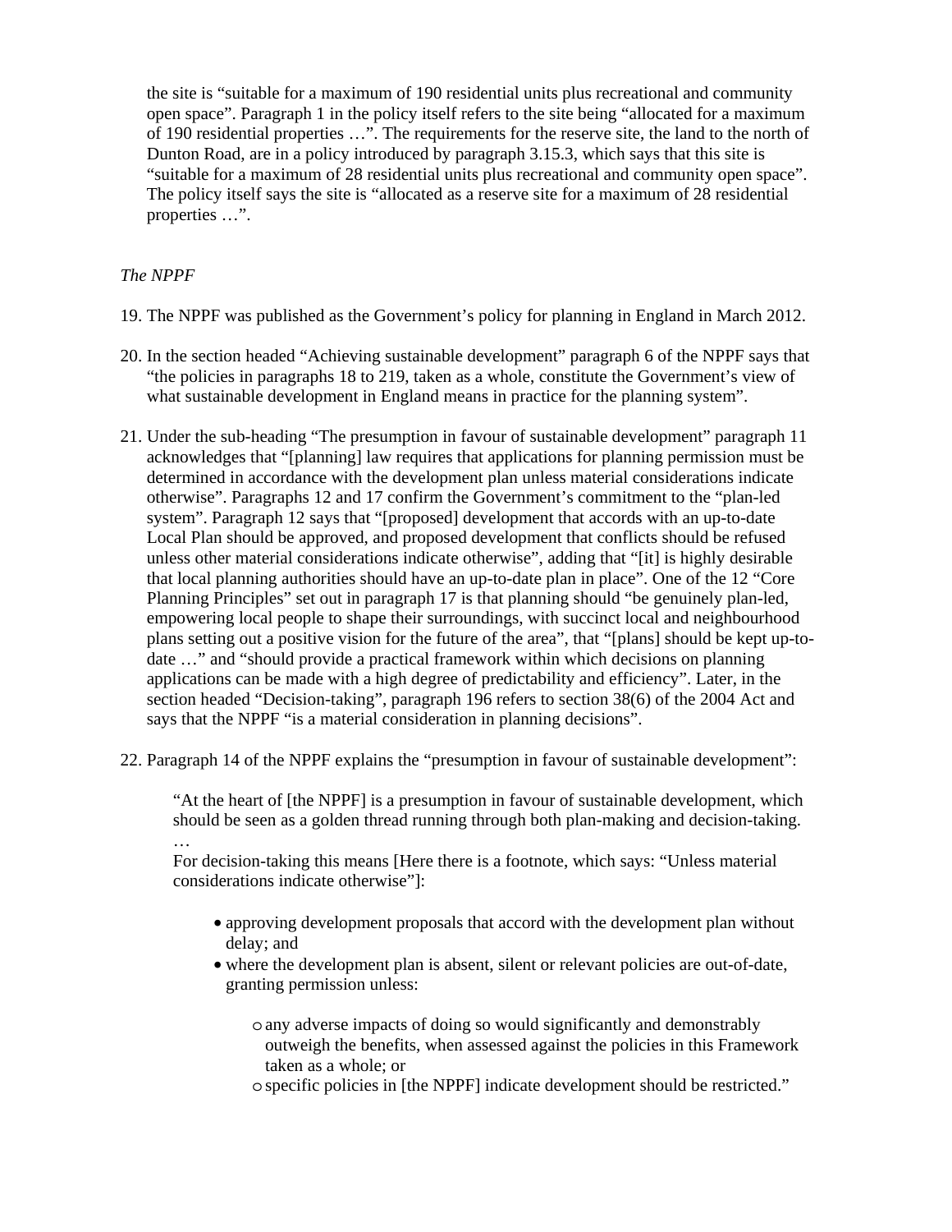the site is "suitable for a maximum of 190 residential units plus recreational and community open space". Paragraph 1 in the policy itself refers to the site being "allocated for a maximum of 190 residential properties …". The requirements for the reserve site, the land to the north of Dunton Road, are in a policy introduced by paragraph 3.15.3, which says that this site is "suitable for a maximum of 28 residential units plus recreational and community open space". The policy itself says the site is "allocated as a reserve site for a maximum of 28 residential properties …".

*The NPPF*

19. The NPPF was published as the Government's policy for planning in England in March 2012.

20. In the section headed "Achieving sustainable development" paragraph 6 of the NPPF says that "the policies in paragraphs 18 to 219, taken as a whole, constitute the Government's view of what sustainable development in England means in practice for the planning system".

21. Under the sub-heading "The presumption in favour of sustainable development" paragraph 11 acknowledges that "[planning] law requires that applications for planning permission must be determined in accordance with the development plan unless material considerations indicate otherwise". Paragraphs 12 and 17 confirm the Government's commitment to the "plan-led system". Paragraph 12 says that "[proposed] development that accords with an up-to-date Local Plan should be approved, and proposed development that conflicts should be refused unless other material considerations indicate otherwise", adding that "[it] is highly desirable that local planning authorities should have an up-to-date plan in place". One of the 12 "Core Planning Principles" set out in paragraph 17 is that planning should "be genuinely plan-led, empowering local people to shape their surroundings, with succinct local and neighbourhood plans setting out a positive vision for the future of the area", that "[plans] should be kept up-to-date …" and "should provide a practical framework within which decisions on planning applications can be made with a high degree of predictability and efficiency". Later, in the section headed "Decision-taking", paragraph 196 refers to section 38(6) of the 2004 Act and says that the NPPF "is a material consideration in planning decisions".

22. Paragraph 14 of the NPPF explains the "presumption in favour of sustainable development":

> "At the heart of [the NPPF] is a presumption in favour of sustainable development, which should be seen as a golden thread running through both plan-making and decision-taking.
> …
> For decision-taking this means [Here there is a footnote, which says: "Unless material considerations indicate otherwise"]:
>
> - approving development proposals that accord with the development plan without delay; and
> - where the development plan is absent, silent or relevant policies are out-of-date, granting permission unless:
>     - any adverse impacts of doing so would significantly and demonstrably outweigh the benefits, when assessed against the policies in this Framework taken as a whole; or
>     - specific policies in [the NPPF] indicate development should be restricted."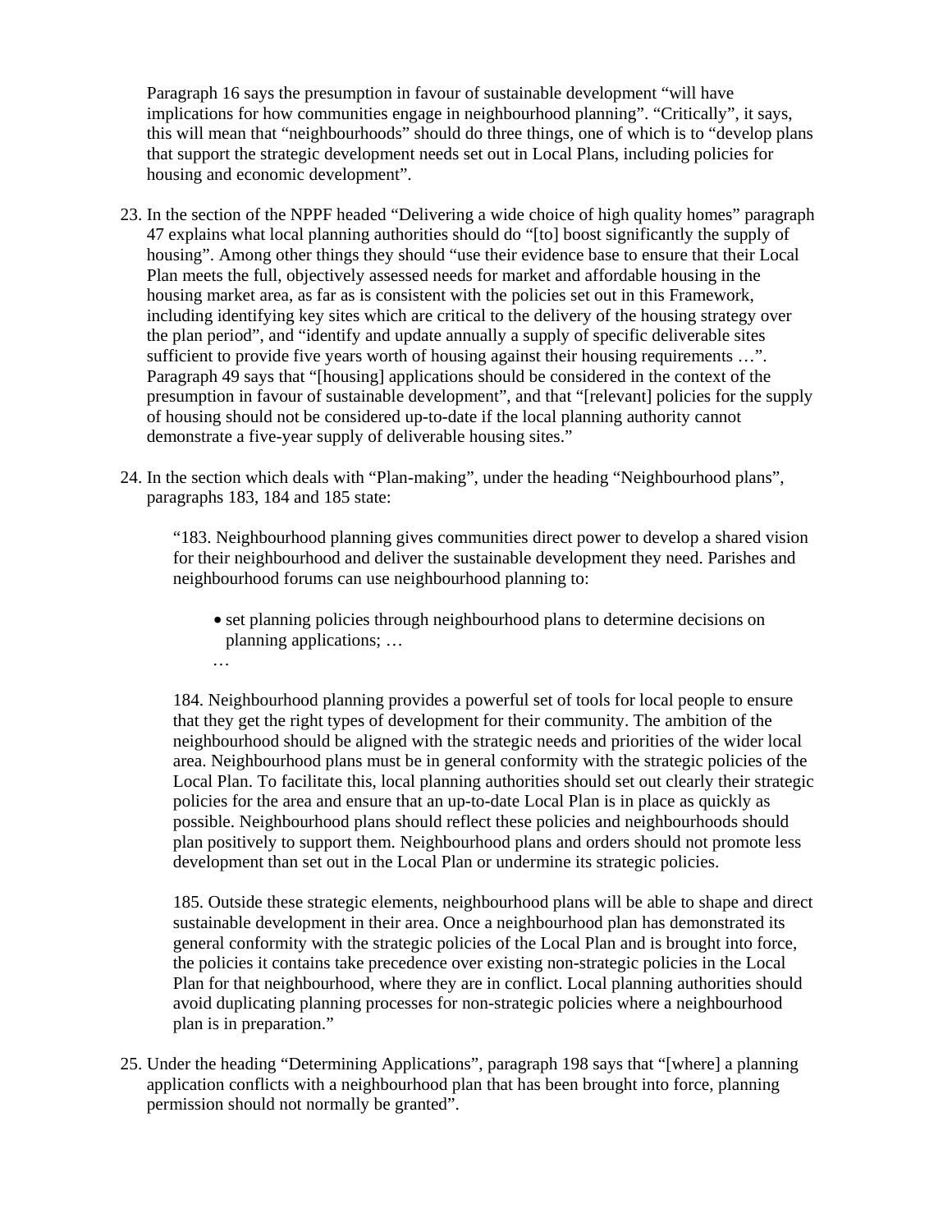Paragraph 16 says the presumption in favour of sustainable development "will have implications for how communities engage in neighbourhood planning". "Critically", it says, this will mean that "neighbourhoods" should do three things, one of which is to "develop plans that support the strategic development needs set out in Local Plans, including policies for housing and economic development".

23. In the section of the NPPF headed "Delivering a wide choice of high quality homes" paragraph 47 explains what local planning authorities should do "[to] boost significantly the supply of housing". Among other things they should "use their evidence base to ensure that their Local Plan meets the full, objectively assessed needs for market and affordable housing in the housing market area, as far as is consistent with the policies set out in this Framework, including identifying key sites which are critical to the delivery of the housing strategy over the plan period", and "identify and update annually a supply of specific deliverable sites sufficient to provide five years worth of housing against their housing requirements …". Paragraph 49 says that "[housing] applications should be considered in the context of the presumption in favour of sustainable development", and that "[relevant] policies for the supply of housing should not be considered up-to-date if the local planning authority cannot demonstrate a five-year supply of deliverable housing sites."

24. In the section which deals with "Plan-making", under the heading "Neighbourhood plans", paragraphs 183, 184 and 185 state:

> "183. Neighbourhood planning gives communities direct power to develop a shared vision for their neighbourhood and deliver the sustainable development they need. Parishes and neighbourhood forums can use neighbourhood planning to:
>
> - set planning policies through neighbourhood plans to determine decisions on planning applications; …
>
> …
>
> 184. Neighbourhood planning provides a powerful set of tools for local people to ensure that they get the right types of development for their community. The ambition of the neighbourhood should be aligned with the strategic needs and priorities of the wider local area. Neighbourhood plans must be in general conformity with the strategic policies of the Local Plan. To facilitate this, local planning authorities should set out clearly their strategic policies for the area and ensure that an up-to-date Local Plan is in place as quickly as possible. Neighbourhood plans should reflect these policies and neighbourhoods should plan positively to support them. Neighbourhood plans and orders should not promote less development than set out in the Local Plan or undermine its strategic policies.
>
> 185. Outside these strategic elements, neighbourhood plans will be able to shape and direct sustainable development in their area. Once a neighbourhood plan has demonstrated its general conformity with the strategic policies of the Local Plan and is brought into force, the policies it contains take precedence over existing non-strategic policies in the Local Plan for that neighbourhood, where they are in conflict. Local planning authorities should avoid duplicating planning processes for non-strategic policies where a neighbourhood plan is in preparation."

25. Under the heading "Determining Applications", paragraph 198 says that "[where] a planning application conflicts with a neighbourhood plan that has been brought into force, planning permission should not normally be granted".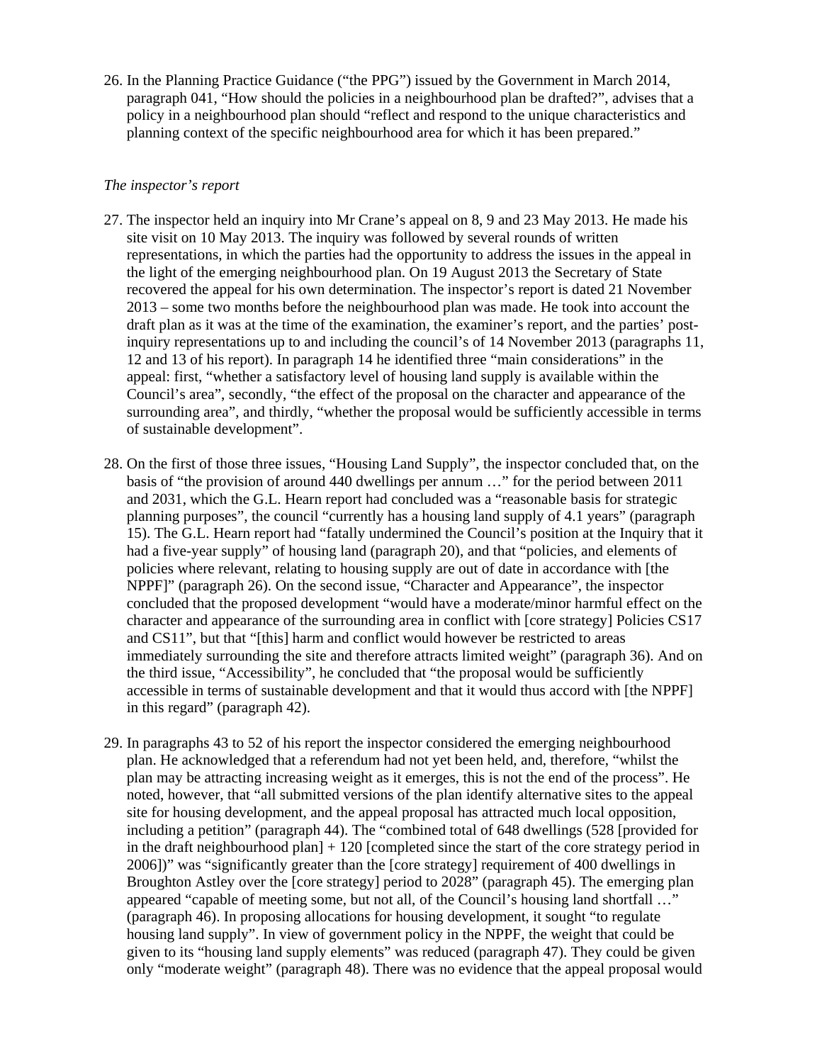26. In the Planning Practice Guidance ("the PPG") issued by the Government in March 2014, paragraph 041, "How should the policies in a neighbourhood plan be drafted?", advises that a policy in a neighbourhood plan should "reflect and respond to the unique characteristics and planning context of the specific neighbourhood area for which it has been prepared."

*The inspector's report*

27. The inspector held an inquiry into Mr Crane's appeal on 8, 9 and 23 May 2013. He made his site visit on 10 May 2013. The inquiry was followed by several rounds of written representations, in which the parties had the opportunity to address the issues in the appeal in the light of the emerging neighbourhood plan. On 19 August 2013 the Secretary of State recovered the appeal for his own determination. The inspector's report is dated 21 November 2013 – some two months before the neighbourhood plan was made. He took into account the draft plan as it was at the time of the examination, the examiner's report, and the parties' post-inquiry representations up to and including the council's of 14 November 2013 (paragraphs 11, 12 and 13 of his report). In paragraph 14 he identified three "main considerations" in the appeal: first, "whether a satisfactory level of housing land supply is available within the Council's area", secondly, "the effect of the proposal on the character and appearance of the surrounding area", and thirdly, "whether the proposal would be sufficiently accessible in terms of sustainable development".

28. On the first of those three issues, "Housing Land Supply", the inspector concluded that, on the basis of "the provision of around 440 dwellings per annum …" for the period between 2011 and 2031, which the G.L. Hearn report had concluded was a "reasonable basis for strategic planning purposes", the council "currently has a housing land supply of 4.1 years" (paragraph 15). The G.L. Hearn report had "fatally undermined the Council's position at the Inquiry that it had a five-year supply" of housing land (paragraph 20), and that "policies, and elements of policies where relevant, relating to housing supply are out of date in accordance with [the NPPF]" (paragraph 26). On the second issue, "Character and Appearance", the inspector concluded that the proposed development "would have a moderate/minor harmful effect on the character and appearance of the surrounding area in conflict with [core strategy] Policies CS17 and CS11", but that "[this] harm and conflict would however be restricted to areas immediately surrounding the site and therefore attracts limited weight" (paragraph 36). And on the third issue, "Accessibility", he concluded that "the proposal would be sufficiently accessible in terms of sustainable development and that it would thus accord with [the NPPF] in this regard" (paragraph 42).

29. In paragraphs 43 to 52 of his report the inspector considered the emerging neighbourhood plan. He acknowledged that a referendum had not yet been held, and, therefore, "whilst the plan may be attracting increasing weight as it emerges, this is not the end of the process". He noted, however, that "all submitted versions of the plan identify alternative sites to the appeal site for housing development, and the appeal proposal has attracted much local opposition, including a petition" (paragraph 44). The "combined total of 648 dwellings (528 [provided for in the draft neighbourhood plan] + 120 [completed since the start of the core strategy period in 2006])" was "significantly greater than the [core strategy] requirement of 400 dwellings in Broughton Astley over the [core strategy] period to 2028" (paragraph 45). The emerging plan appeared "capable of meeting some, but not all, of the Council's housing land shortfall …" (paragraph 46). In proposing allocations for housing development, it sought "to regulate housing land supply". In view of government policy in the NPPF, the weight that could be given to its "housing land supply elements" was reduced (paragraph 47). They could be given only "moderate weight" (paragraph 48). There was no evidence that the appeal proposal would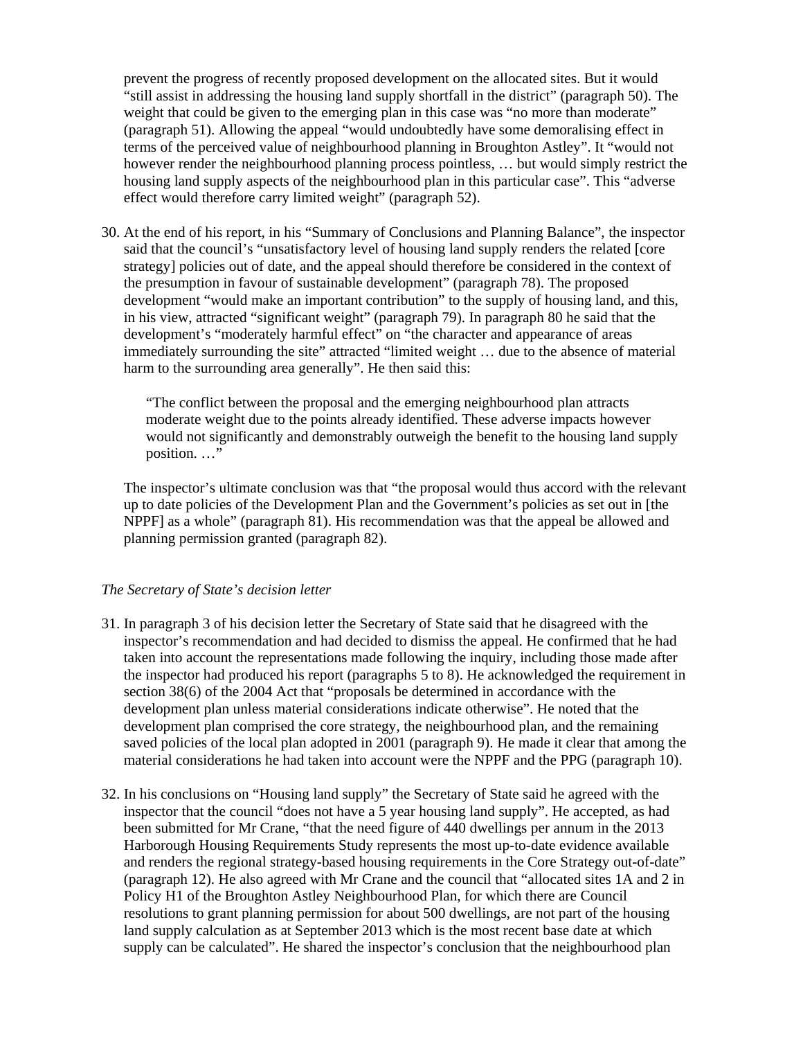prevent the progress of recently proposed development on the allocated sites. But it would "still assist in addressing the housing land supply shortfall in the district" (paragraph 50). The weight that could be given to the emerging plan in this case was "no more than moderate" (paragraph 51). Allowing the appeal "would undoubtedly have some demoralising effect in terms of the perceived value of neighbourhood planning in Broughton Astley". It "would not however render the neighbourhood planning process pointless, … but would simply restrict the housing land supply aspects of the neighbourhood plan in this particular case". This "adverse effect would therefore carry limited weight" (paragraph 52).

30. At the end of his report, in his "Summary of Conclusions and Planning Balance", the inspector said that the council's "unsatisfactory level of housing land supply renders the related [core strategy] policies out of date, and the appeal should therefore be considered in the context of the presumption in favour of sustainable development" (paragraph 78). The proposed development "would make an important contribution" to the supply of housing land, and this, in his view, attracted "significant weight" (paragraph 79). In paragraph 80 he said that the development's "moderately harmful effect" on "the character and appearance of areas immediately surrounding the site" attracted "limited weight … due to the absence of material harm to the surrounding area generally". He then said this:

> "The conflict between the proposal and the emerging neighbourhood plan attracts moderate weight due to the points already identified. These adverse impacts however would not significantly and demonstrably outweigh the benefit to the housing land supply position. …"

The inspector's ultimate conclusion was that "the proposal would thus accord with the relevant up to date policies of the Development Plan and the Government's policies as set out in [the NPPF] as a whole" (paragraph 81). His recommendation was that the appeal be allowed and planning permission granted (paragraph 82).

*The Secretary of State's decision letter*

31. In paragraph 3 of his decision letter the Secretary of State said that he disagreed with the inspector's recommendation and had decided to dismiss the appeal. He confirmed that he had taken into account the representations made following the inquiry, including those made after the inspector had produced his report (paragraphs 5 to 8). He acknowledged the requirement in section 38(6) of the 2004 Act that "proposals be determined in accordance with the development plan unless material considerations indicate otherwise". He noted that the development plan comprised the core strategy, the neighbourhood plan, and the remaining saved policies of the local plan adopted in 2001 (paragraph 9). He made it clear that among the material considerations he had taken into account were the NPPF and the PPG (paragraph 10).

32. In his conclusions on "Housing land supply" the Secretary of State said he agreed with the inspector that the council "does not have a 5 year housing land supply". He accepted, as had been submitted for Mr Crane, "that the need figure of 440 dwellings per annum in the 2013 Harborough Housing Requirements Study represents the most up-to-date evidence available and renders the regional strategy-based housing requirements in the Core Strategy out-of-date" (paragraph 12). He also agreed with Mr Crane and the council that "allocated sites 1A and 2 in Policy H1 of the Broughton Astley Neighbourhood Plan, for which there are Council resolutions to grant planning permission for about 500 dwellings, are not part of the housing land supply calculation as at September 2013 which is the most recent base date at which supply can be calculated". He shared the inspector's conclusion that the neighbourhood plan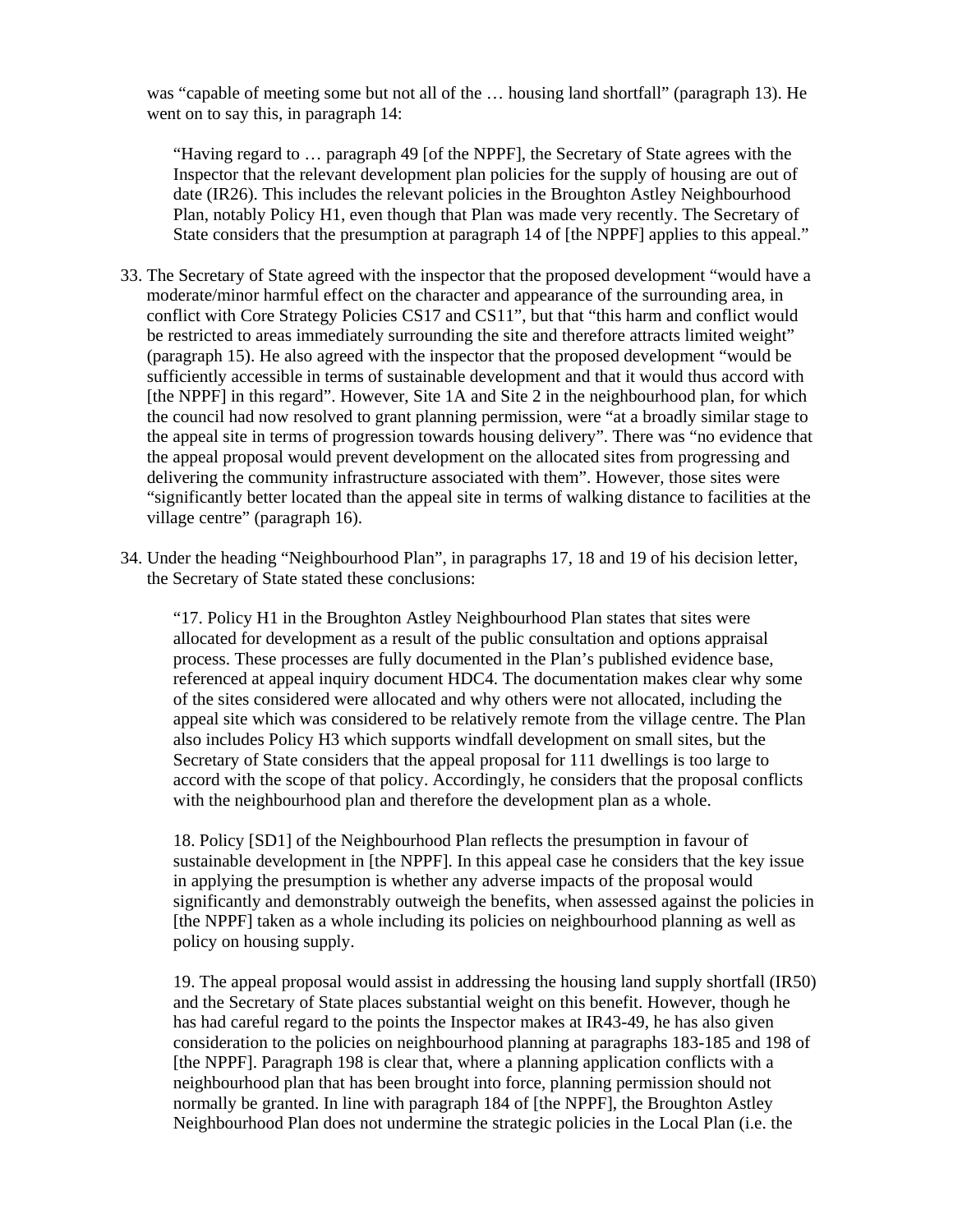was "capable of meeting some but not all of the … housing land shortfall" (paragraph 13). He went on to say this, in paragraph 14:

> "Having regard to … paragraph 49 [of the NPPF], the Secretary of State agrees with the Inspector that the relevant development plan policies for the supply of housing are out of date (IR26). This includes the relevant policies in the Broughton Astley Neighbourhood Plan, notably Policy H1, even though that Plan was made very recently. The Secretary of State considers that the presumption at paragraph 14 of [the NPPF] applies to this appeal."

33. The Secretary of State agreed with the inspector that the proposed development "would have a moderate/minor harmful effect on the character and appearance of the surrounding area, in conflict with Core Strategy Policies CS17 and CS11", but that "this harm and conflict would be restricted to areas immediately surrounding the site and therefore attracts limited weight" (paragraph 15). He also agreed with the inspector that the proposed development "would be sufficiently accessible in terms of sustainable development and that it would thus accord with [the NPPF] in this regard". However, Site 1A and Site 2 in the neighbourhood plan, for which the council had now resolved to grant planning permission, were "at a broadly similar stage to the appeal site in terms of progression towards housing delivery". There was "no evidence that the appeal proposal would prevent development on the allocated sites from progressing and delivering the community infrastructure associated with them". However, those sites were "significantly better located than the appeal site in terms of walking distance to facilities at the village centre" (paragraph 16).

34. Under the heading "Neighbourhood Plan", in paragraphs 17, 18 and 19 of his decision letter, the Secretary of State stated these conclusions:

> "17. Policy H1 in the Broughton Astley Neighbourhood Plan states that sites were allocated for development as a result of the public consultation and options appraisal process. These processes are fully documented in the Plan's published evidence base, referenced at appeal inquiry document HDC4. The documentation makes clear why some of the sites considered were allocated and why others were not allocated, including the appeal site which was considered to be relatively remote from the village centre. The Plan also includes Policy H3 which supports windfall development on small sites, but the Secretary of State considers that the appeal proposal for 111 dwellings is too large to accord with the scope of that policy. Accordingly, he considers that the proposal conflicts with the neighbourhood plan and therefore the development plan as a whole.
>
> 18. Policy [SD1] of the Neighbourhood Plan reflects the presumption in favour of sustainable development in [the NPPF]. In this appeal case he considers that the key issue in applying the presumption is whether any adverse impacts of the proposal would significantly and demonstrably outweigh the benefits, when assessed against the policies in [the NPPF] taken as a whole including its policies on neighbourhood planning as well as policy on housing supply.
>
> 19. The appeal proposal would assist in addressing the housing land supply shortfall (IR50) and the Secretary of State places substantial weight on this benefit. However, though he has had careful regard to the points the Inspector makes at IR43-49, he has also given consideration to the policies on neighbourhood planning at paragraphs 183-185 and 198 of [the NPPF]. Paragraph 198 is clear that, where a planning application conflicts with a neighbourhood plan that has been brought into force, planning permission should not normally be granted. In line with paragraph 184 of [the NPPF], the Broughton Astley Neighbourhood Plan does not undermine the strategic policies in the Local Plan (i.e. the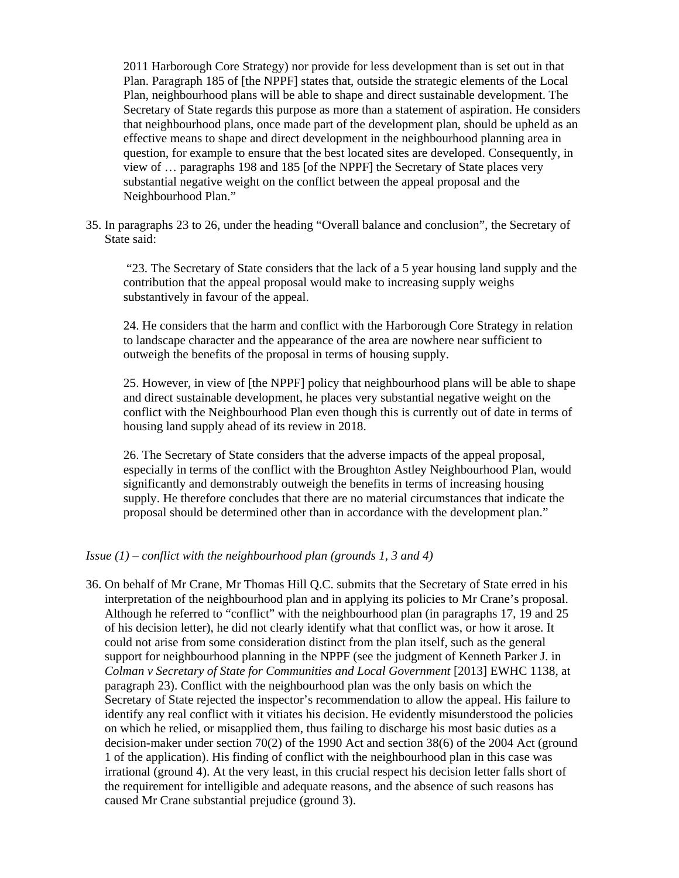2011 Harborough Core Strategy) nor provide for less development than is set out in that Plan. Paragraph 185 of [the NPPF] states that, outside the strategic elements of the Local Plan, neighbourhood plans will be able to shape and direct sustainable development. The Secretary of State regards this purpose as more than a statement of aspiration. He considers that neighbourhood plans, once made part of the development plan, should be upheld as an effective means to shape and direct development in the neighbourhood planning area in question, for example to ensure that the best located sites are developed. Consequently, in view of … paragraphs 198 and 185 [of the NPPF] the Secretary of State places very substantial negative weight on the conflict between the appeal proposal and the Neighbourhood Plan."

35. In paragraphs 23 to 26, under the heading "Overall balance and conclusion", the Secretary of State said:

> "23. The Secretary of State considers that the lack of a 5 year housing land supply and the contribution that the appeal proposal would make to increasing supply weighs substantively in favour of the appeal.
>
> 24. He considers that the harm and conflict with the Harborough Core Strategy in relation to landscape character and the appearance of the area are nowhere near sufficient to outweigh the benefits of the proposal in terms of housing supply.
>
> 25. However, in view of [the NPPF] policy that neighbourhood plans will be able to shape and direct sustainable development, he places very substantial negative weight on the conflict with the Neighbourhood Plan even though this is currently out of date in terms of housing land supply ahead of its review in 2018.
>
> 26. The Secretary of State considers that the adverse impacts of the appeal proposal, especially in terms of the conflict with the Broughton Astley Neighbourhood Plan, would significantly and demonstrably outweigh the benefits in terms of increasing housing supply. He therefore concludes that there are no material circumstances that indicate the proposal should be determined other than in accordance with the development plan."

*Issue (1) – conflict with the neighbourhood plan (grounds 1, 3 and 4)*

36. On behalf of Mr Crane, Mr Thomas Hill Q.C. submits that the Secretary of State erred in his interpretation of the neighbourhood plan and in applying its policies to Mr Crane's proposal. Although he referred to "conflict" with the neighbourhood plan (in paragraphs 17, 19 and 25 of his decision letter), he did not clearly identify what that conflict was, or how it arose. It could not arise from some consideration distinct from the plan itself, such as the general support for neighbourhood planning in the NPPF (see the judgment of Kenneth Parker J. in *Colman v Secretary of State for Communities and Local Government* [2013] EWHC 1138, at paragraph 23). Conflict with the neighbourhood plan was the only basis on which the Secretary of State rejected the inspector's recommendation to allow the appeal. His failure to identify any real conflict with it vitiates his decision. He evidently misunderstood the policies on which he relied, or misapplied them, thus failing to discharge his most basic duties as a decision-maker under section 70(2) of the 1990 Act and section 38(6) of the 2004 Act (ground 1 of the application). His finding of conflict with the neighbourhood plan in this case was irrational (ground 4). At the very least, in this crucial respect his decision letter falls short of the requirement for intelligible and adequate reasons, and the absence of such reasons has caused Mr Crane substantial prejudice (ground 3).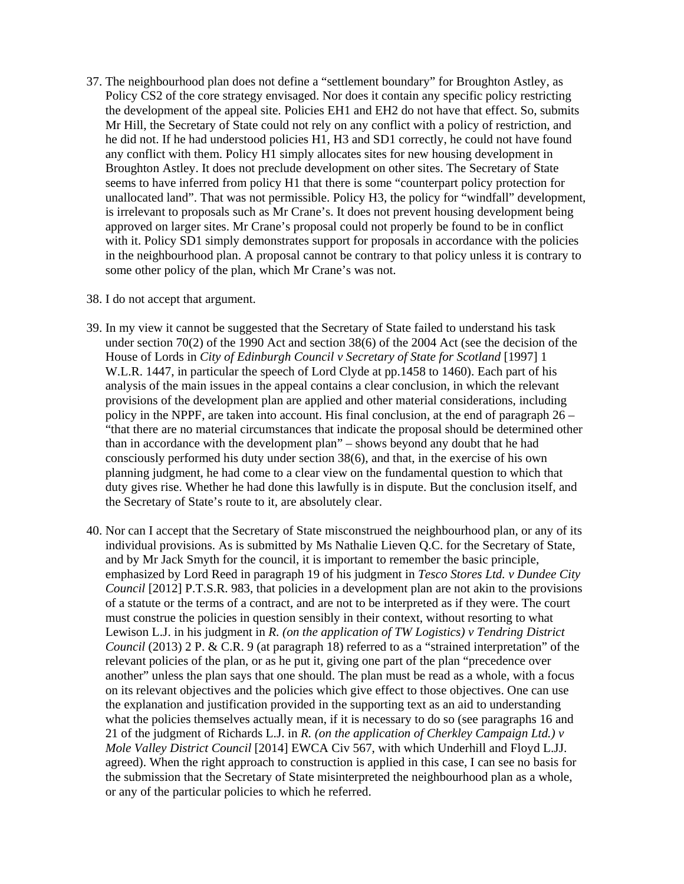37. The neighbourhood plan does not define a "settlement boundary" for Broughton Astley, as Policy CS2 of the core strategy envisaged. Nor does it contain any specific policy restricting the development of the appeal site. Policies EH1 and EH2 do not have that effect. So, submits Mr Hill, the Secretary of State could not rely on any conflict with a policy of restriction, and he did not. If he had understood policies H1, H3 and SD1 correctly, he could not have found any conflict with them. Policy H1 simply allocates sites for new housing development in Broughton Astley. It does not preclude development on other sites. The Secretary of State seems to have inferred from policy H1 that there is some "counterpart policy protection for unallocated land". That was not permissible. Policy H3, the policy for "windfall" development, is irrelevant to proposals such as Mr Crane's. It does not prevent housing development being approved on larger sites. Mr Crane's proposal could not properly be found to be in conflict with it. Policy SD1 simply demonstrates support for proposals in accordance with the policies in the neighbourhood plan. A proposal cannot be contrary to that policy unless it is contrary to some other policy of the plan, which Mr Crane's was not.

38. I do not accept that argument.

39. In my view it cannot be suggested that the Secretary of State failed to understand his task under section 70(2) of the 1990 Act and section 38(6) of the 2004 Act (see the decision of the House of Lords in *City of Edinburgh Council v Secretary of State for Scotland* [1997] 1 W.L.R. 1447, in particular the speech of Lord Clyde at pp.1458 to 1460). Each part of his analysis of the main issues in the appeal contains a clear conclusion, in which the relevant provisions of the development plan are applied and other material considerations, including policy in the NPPF, are taken into account. His final conclusion, at the end of paragraph 26 – "that there are no material circumstances that indicate the proposal should be determined other than in accordance with the development plan" – shows beyond any doubt that he had consciously performed his duty under section 38(6), and that, in the exercise of his own planning judgment, he had come to a clear view on the fundamental question to which that duty gives rise. Whether he had done this lawfully is in dispute. But the conclusion itself, and the Secretary of State's route to it, are absolutely clear.

40. Nor can I accept that the Secretary of State misconstrued the neighbourhood plan, or any of its individual provisions. As is submitted by Ms Nathalie Lieven Q.C. for the Secretary of State, and by Mr Jack Smyth for the council, it is important to remember the basic principle, emphasized by Lord Reed in paragraph 19 of his judgment in *Tesco Stores Ltd. v Dundee City Council* [2012] P.T.S.R. 983, that policies in a development plan are not akin to the provisions of a statute or the terms of a contract, and are not to be interpreted as if they were. The court must construe the policies in question sensibly in their context, without resorting to what Lewison L.J. in his judgment in *R. (on the application of TW Logistics) v Tendring District Council* (2013) 2 P. & C.R. 9 (at paragraph 18) referred to as a "strained interpretation" of the relevant policies of the plan, or as he put it, giving one part of the plan "precedence over another" unless the plan says that one should. The plan must be read as a whole, with a focus on its relevant objectives and the policies which give effect to those objectives. One can use the explanation and justification provided in the supporting text as an aid to understanding what the policies themselves actually mean, if it is necessary to do so (see paragraphs 16 and 21 of the judgment of Richards L.J. in *R. (on the application of Cherkley Campaign Ltd.) v Mole Valley District Council* [2014] EWCA Civ 567, with which Underhill and Floyd L.JJ. agreed). When the right approach to construction is applied in this case, I can see no basis for the submission that the Secretary of State misinterpreted the neighbourhood plan as a whole, or any of the particular policies to which he referred.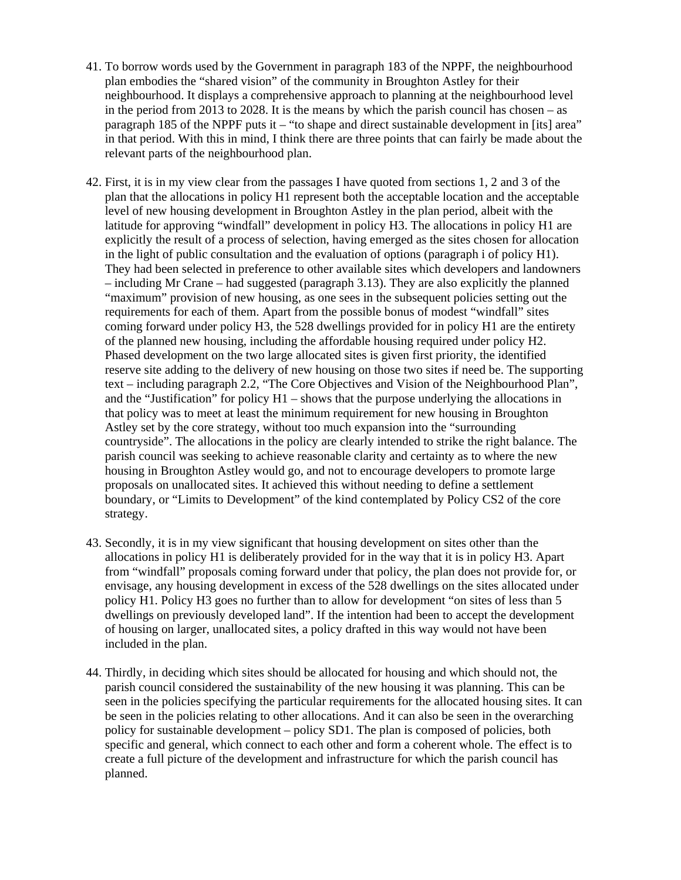41. To borrow words used by the Government in paragraph 183 of the NPPF, the neighbourhood plan embodies the "shared vision" of the community in Broughton Astley for their neighbourhood. It displays a comprehensive approach to planning at the neighbourhood level in the period from 2013 to 2028. It is the means by which the parish council has chosen – as paragraph 185 of the NPPF puts it – "to shape and direct sustainable development in [its] area" in that period. With this in mind, I think there are three points that can fairly be made about the relevant parts of the neighbourhood plan.

42. First, it is in my view clear from the passages I have quoted from sections 1, 2 and 3 of the plan that the allocations in policy H1 represent both the acceptable location and the acceptable level of new housing development in Broughton Astley in the plan period, albeit with the latitude for approving "windfall" development in policy H3. The allocations in policy H1 are explicitly the result of a process of selection, having emerged as the sites chosen for allocation in the light of public consultation and the evaluation of options (paragraph i of policy H1). They had been selected in preference to other available sites which developers and landowners – including Mr Crane – had suggested (paragraph 3.13). They are also explicitly the planned "maximum" provision of new housing, as one sees in the subsequent policies setting out the requirements for each of them. Apart from the possible bonus of modest "windfall" sites coming forward under policy H3, the 528 dwellings provided for in policy H1 are the entirety of the planned new housing, including the affordable housing required under policy H2. Phased development on the two large allocated sites is given first priority, the identified reserve site adding to the delivery of new housing on those two sites if need be. The supporting text – including paragraph 2.2, "The Core Objectives and Vision of the Neighbourhood Plan", and the "Justification" for policy H1 – shows that the purpose underlying the allocations in that policy was to meet at least the minimum requirement for new housing in Broughton Astley set by the core strategy, without too much expansion into the "surrounding countryside". The allocations in the policy are clearly intended to strike the right balance. The parish council was seeking to achieve reasonable clarity and certainty as to where the new housing in Broughton Astley would go, and not to encourage developers to promote large proposals on unallocated sites. It achieved this without needing to define a settlement boundary, or "Limits to Development" of the kind contemplated by Policy CS2 of the core strategy.

43. Secondly, it is in my view significant that housing development on sites other than the allocations in policy H1 is deliberately provided for in the way that it is in policy H3. Apart from "windfall" proposals coming forward under that policy, the plan does not provide for, or envisage, any housing development in excess of the 528 dwellings on the sites allocated under policy H1. Policy H3 goes no further than to allow for development "on sites of less than 5 dwellings on previously developed land". If the intention had been to accept the development of housing on larger, unallocated sites, a policy drafted in this way would not have been included in the plan.

44. Thirdly, in deciding which sites should be allocated for housing and which should not, the parish council considered the sustainability of the new housing it was planning. This can be seen in the policies specifying the particular requirements for the allocated housing sites. It can be seen in the policies relating to other allocations. And it can also be seen in the overarching policy for sustainable development – policy SD1. The plan is composed of policies, both specific and general, which connect to each other and form a coherent whole. The effect is to create a full picture of the development and infrastructure for which the parish council has planned.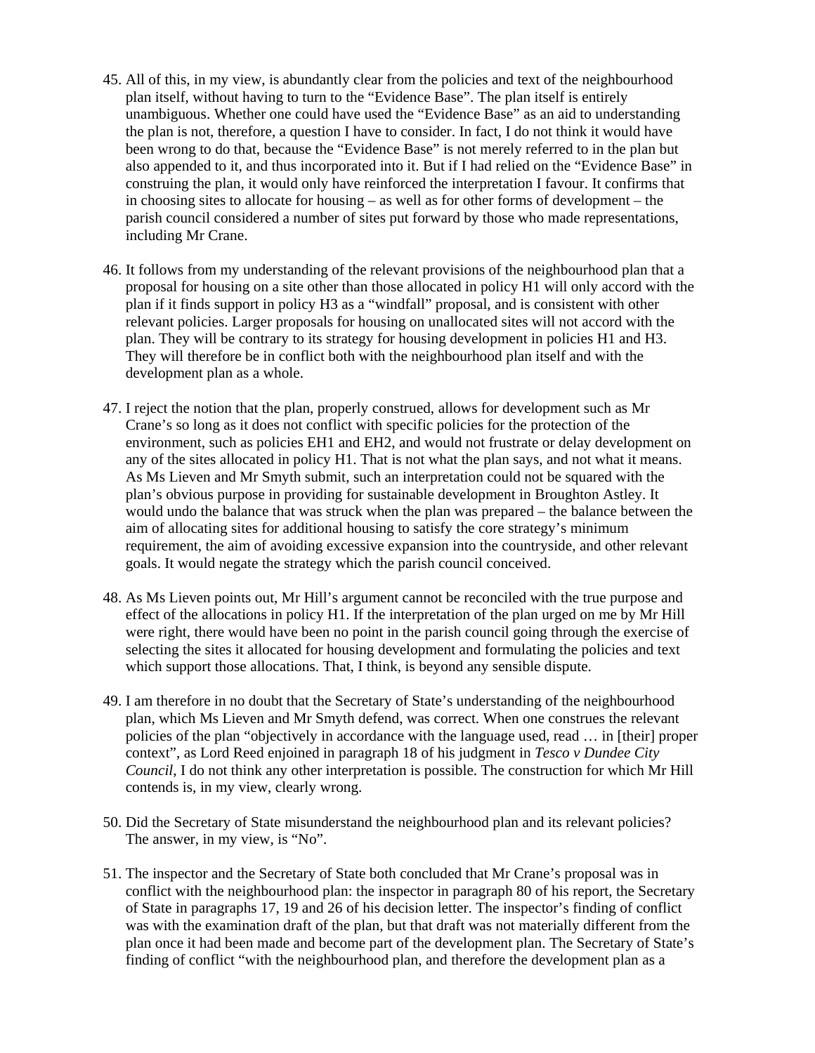45. All of this, in my view, is abundantly clear from the policies and text of the neighbourhood plan itself, without having to turn to the "Evidence Base". The plan itself is entirely unambiguous. Whether one could have used the "Evidence Base" as an aid to understanding the plan is not, therefore, a question I have to consider. In fact, I do not think it would have been wrong to do that, because the "Evidence Base" is not merely referred to in the plan but also appended to it, and thus incorporated into it. But if I had relied on the "Evidence Base" in construing the plan, it would only have reinforced the interpretation I favour. It confirms that in choosing sites to allocate for housing – as well as for other forms of development – the parish council considered a number of sites put forward by those who made representations, including Mr Crane.

46. It follows from my understanding of the relevant provisions of the neighbourhood plan that a proposal for housing on a site other than those allocated in policy H1 will only accord with the plan if it finds support in policy H3 as a "windfall" proposal, and is consistent with other relevant policies. Larger proposals for housing on unallocated sites will not accord with the plan. They will be contrary to its strategy for housing development in policies H1 and H3. They will therefore be in conflict both with the neighbourhood plan itself and with the development plan as a whole.

47. I reject the notion that the plan, properly construed, allows for development such as Mr Crane's so long as it does not conflict with specific policies for the protection of the environment, such as policies EH1 and EH2, and would not frustrate or delay development on any of the sites allocated in policy H1. That is not what the plan says, and not what it means. As Ms Lieven and Mr Smyth submit, such an interpretation could not be squared with the plan's obvious purpose in providing for sustainable development in Broughton Astley. It would undo the balance that was struck when the plan was prepared – the balance between the aim of allocating sites for additional housing to satisfy the core strategy's minimum requirement, the aim of avoiding excessive expansion into the countryside, and other relevant goals. It would negate the strategy which the parish council conceived.

48. As Ms Lieven points out, Mr Hill's argument cannot be reconciled with the true purpose and effect of the allocations in policy H1. If the interpretation of the plan urged on me by Mr Hill were right, there would have been no point in the parish council going through the exercise of selecting the sites it allocated for housing development and formulating the policies and text which support those allocations. That, I think, is beyond any sensible dispute.

49. I am therefore in no doubt that the Secretary of State's understanding of the neighbourhood plan, which Ms Lieven and Mr Smyth defend, was correct. When one construes the relevant policies of the plan "objectively in accordance with the language used, read … in [their] proper context", as Lord Reed enjoined in paragraph 18 of his judgment in *Tesco v Dundee City Council*, I do not think any other interpretation is possible. The construction for which Mr Hill contends is, in my view, clearly wrong.

50. Did the Secretary of State misunderstand the neighbourhood plan and its relevant policies? The answer, in my view, is "No".

51. The inspector and the Secretary of State both concluded that Mr Crane's proposal was in conflict with the neighbourhood plan: the inspector in paragraph 80 of his report, the Secretary of State in paragraphs 17, 19 and 26 of his decision letter. The inspector's finding of conflict was with the examination draft of the plan, but that draft was not materially different from the plan once it had been made and become part of the development plan. The Secretary of State's finding of conflict "with the neighbourhood plan, and therefore the development plan as a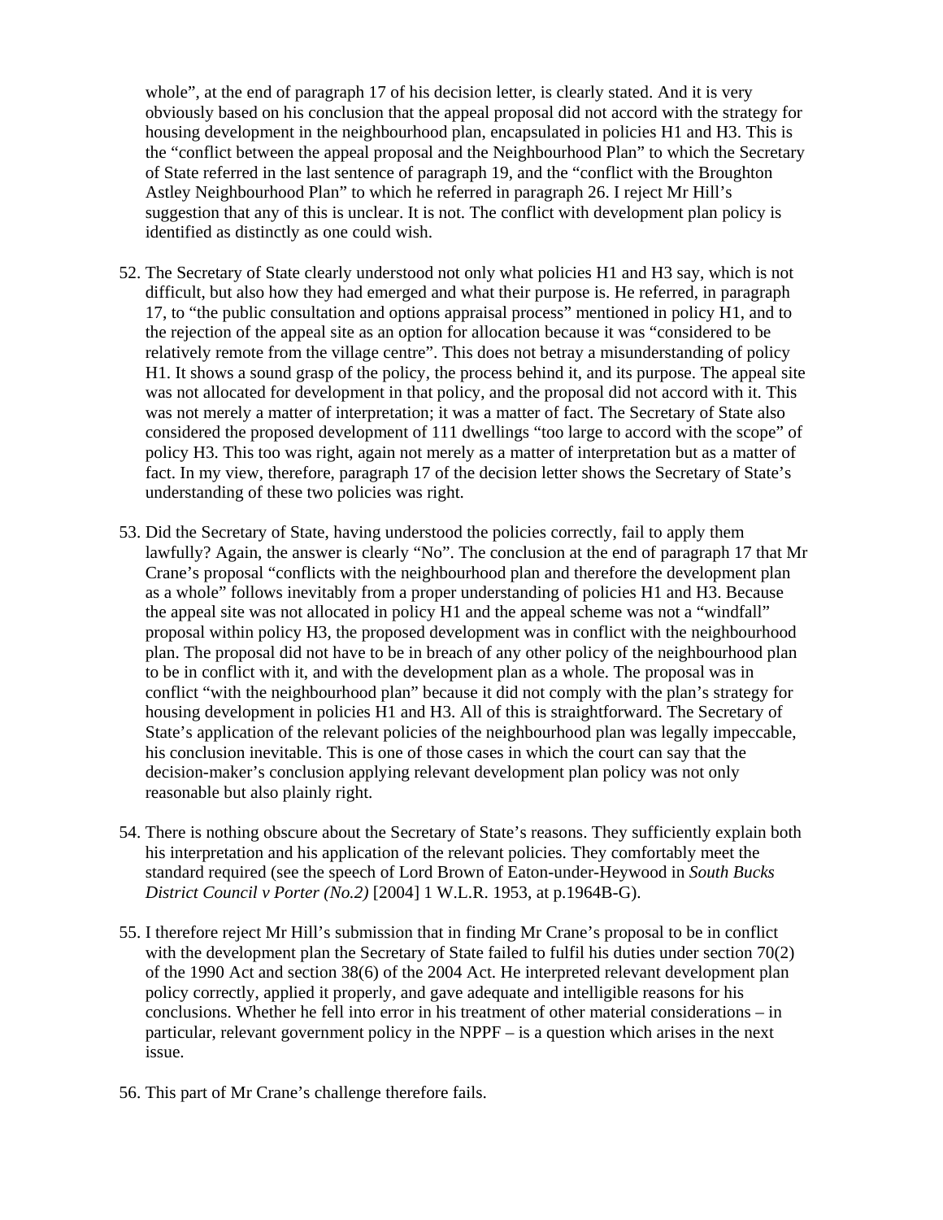whole”, at the end of paragraph 17 of his decision letter, is clearly stated. And it is very obviously based on his conclusion that the appeal proposal did not accord with the strategy for housing development in the neighbourhood plan, encapsulated in policies H1 and H3. This is the “conflict between the appeal proposal and the Neighbourhood Plan” to which the Secretary of State referred in the last sentence of paragraph 19, and the “conflict with the Broughton Astley Neighbourhood Plan” to which he referred in paragraph 26. I reject Mr Hill’s suggestion that any of this is unclear. It is not. The conflict with development plan policy is identified as distinctly as one could wish.

52. The Secretary of State clearly understood not only what policies H1 and H3 say, which is not difficult, but also how they had emerged and what their purpose is. He referred, in paragraph 17, to “the public consultation and options appraisal process” mentioned in policy H1, and to the rejection of the appeal site as an option for allocation because it was “considered to be relatively remote from the village centre”. This does not betray a misunderstanding of policy H1. It shows a sound grasp of the policy, the process behind it, and its purpose. The appeal site was not allocated for development in that policy, and the proposal did not accord with it. This was not merely a matter of interpretation; it was a matter of fact. The Secretary of State also considered the proposed development of 111 dwellings “too large to accord with the scope” of policy H3. This too was right, again not merely as a matter of interpretation but as a matter of fact. In my view, therefore, paragraph 17 of the decision letter shows the Secretary of State’s understanding of these two policies was right.

53. Did the Secretary of State, having understood the policies correctly, fail to apply them lawfully? Again, the answer is clearly “No”. The conclusion at the end of paragraph 17 that Mr Crane’s proposal “conflicts with the neighbourhood plan and therefore the development plan as a whole” follows inevitably from a proper understanding of policies H1 and H3. Because the appeal site was not allocated in policy H1 and the appeal scheme was not a “windfall” proposal within policy H3, the proposed development was in conflict with the neighbourhood plan. The proposal did not have to be in breach of any other policy of the neighbourhood plan to be in conflict with it, and with the development plan as a whole. The proposal was in conflict “with the neighbourhood plan” because it did not comply with the plan’s strategy for housing development in policies H1 and H3. All of this is straightforward. The Secretary of State’s application of the relevant policies of the neighbourhood plan was legally impeccable, his conclusion inevitable. This is one of those cases in which the court can say that the decision-maker’s conclusion applying relevant development plan policy was not only reasonable but also plainly right.

54. There is nothing obscure about the Secretary of State’s reasons. They sufficiently explain both his interpretation and his application of the relevant policies. They comfortably meet the standard required (see the speech of Lord Brown of Eaton-under-Heywood in *South Bucks District Council v Porter (No.2)* [2004] 1 W.L.R. 1953, at p.1964B-G).

55. I therefore reject Mr Hill’s submission that in finding Mr Crane’s proposal to be in conflict with the development plan the Secretary of State failed to fulfil his duties under section 70(2) of the 1990 Act and section 38(6) of the 2004 Act. He interpreted relevant development plan policy correctly, applied it properly, and gave adequate and intelligible reasons for his conclusions. Whether he fell into error in his treatment of other material considerations – in particular, relevant government policy in the NPPF – is a question which arises in the next issue.

56. This part of Mr Crane’s challenge therefore fails.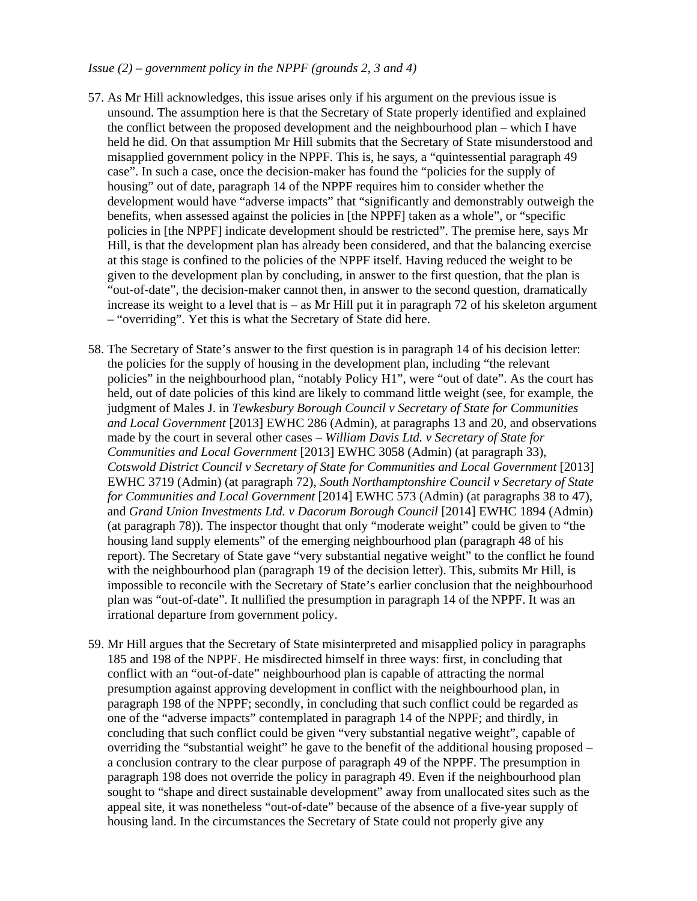*Issue (2) – government policy in the NPPF (grounds 2, 3 and 4)*

57. As Mr Hill acknowledges, this issue arises only if his argument on the previous issue is unsound. The assumption here is that the Secretary of State properly identified and explained the conflict between the proposed development and the neighbourhood plan – which I have held he did. On that assumption Mr Hill submits that the Secretary of State misunderstood and misapplied government policy in the NPPF. This is, he says, a "quintessential paragraph 49 case". In such a case, once the decision-maker has found the "policies for the supply of housing" out of date, paragraph 14 of the NPPF requires him to consider whether the development would have "adverse impacts" that "significantly and demonstrably outweigh the benefits, when assessed against the policies in [the NPPF] taken as a whole", or "specific policies in [the NPPF] indicate development should be restricted". The premise here, says Mr Hill, is that the development plan has already been considered, and that the balancing exercise at this stage is confined to the policies of the NPPF itself. Having reduced the weight to be given to the development plan by concluding, in answer to the first question, that the plan is "out-of-date", the decision-maker cannot then, in answer to the second question, dramatically increase its weight to a level that is – as Mr Hill put it in paragraph 72 of his skeleton argument – "overriding". Yet this is what the Secretary of State did here.

58. The Secretary of State's answer to the first question is in paragraph 14 of his decision letter: the policies for the supply of housing in the development plan, including "the relevant policies" in the neighbourhood plan, "notably Policy H1", were "out of date". As the court has held, out of date policies of this kind are likely to command little weight (see, for example, the judgment of Males J. in *Tewkesbury Borough Council v Secretary of State for Communities and Local Government* [2013] EWHC 286 (Admin), at paragraphs 13 and 20, and observations made by the court in several other cases – *William Davis Ltd. v Secretary of State for Communities and Local Government* [2013] EWHC 3058 (Admin) (at paragraph 33), *Cotswold District Council v Secretary of State for Communities and Local Government* [2013] EWHC 3719 (Admin) (at paragraph 72), *South Northamptonshire Council v Secretary of State for Communities and Local Government* [2014] EWHC 573 (Admin) (at paragraphs 38 to 47), and *Grand Union Investments Ltd. v Dacorum Borough Council* [2014] EWHC 1894 (Admin) (at paragraph 78)). The inspector thought that only "moderate weight" could be given to "the housing land supply elements" of the emerging neighbourhood plan (paragraph 48 of his report). The Secretary of State gave "very substantial negative weight" to the conflict he found with the neighbourhood plan (paragraph 19 of the decision letter). This, submits Mr Hill, is impossible to reconcile with the Secretary of State's earlier conclusion that the neighbourhood plan was "out-of-date". It nullified the presumption in paragraph 14 of the NPPF. It was an irrational departure from government policy.

59. Mr Hill argues that the Secretary of State misinterpreted and misapplied policy in paragraphs 185 and 198 of the NPPF. He misdirected himself in three ways: first, in concluding that conflict with an "out-of-date" neighbourhood plan is capable of attracting the normal presumption against approving development in conflict with the neighbourhood plan, in paragraph 198 of the NPPF; secondly, in concluding that such conflict could be regarded as one of the "adverse impacts" contemplated in paragraph 14 of the NPPF; and thirdly, in concluding that such conflict could be given "very substantial negative weight", capable of overriding the "substantial weight" he gave to the benefit of the additional housing proposed – a conclusion contrary to the clear purpose of paragraph 49 of the NPPF. The presumption in paragraph 198 does not override the policy in paragraph 49. Even if the neighbourhood plan sought to "shape and direct sustainable development" away from unallocated sites such as the appeal site, it was nonetheless "out-of-date" because of the absence of a five-year supply of housing land. In the circumstances the Secretary of State could not properly give any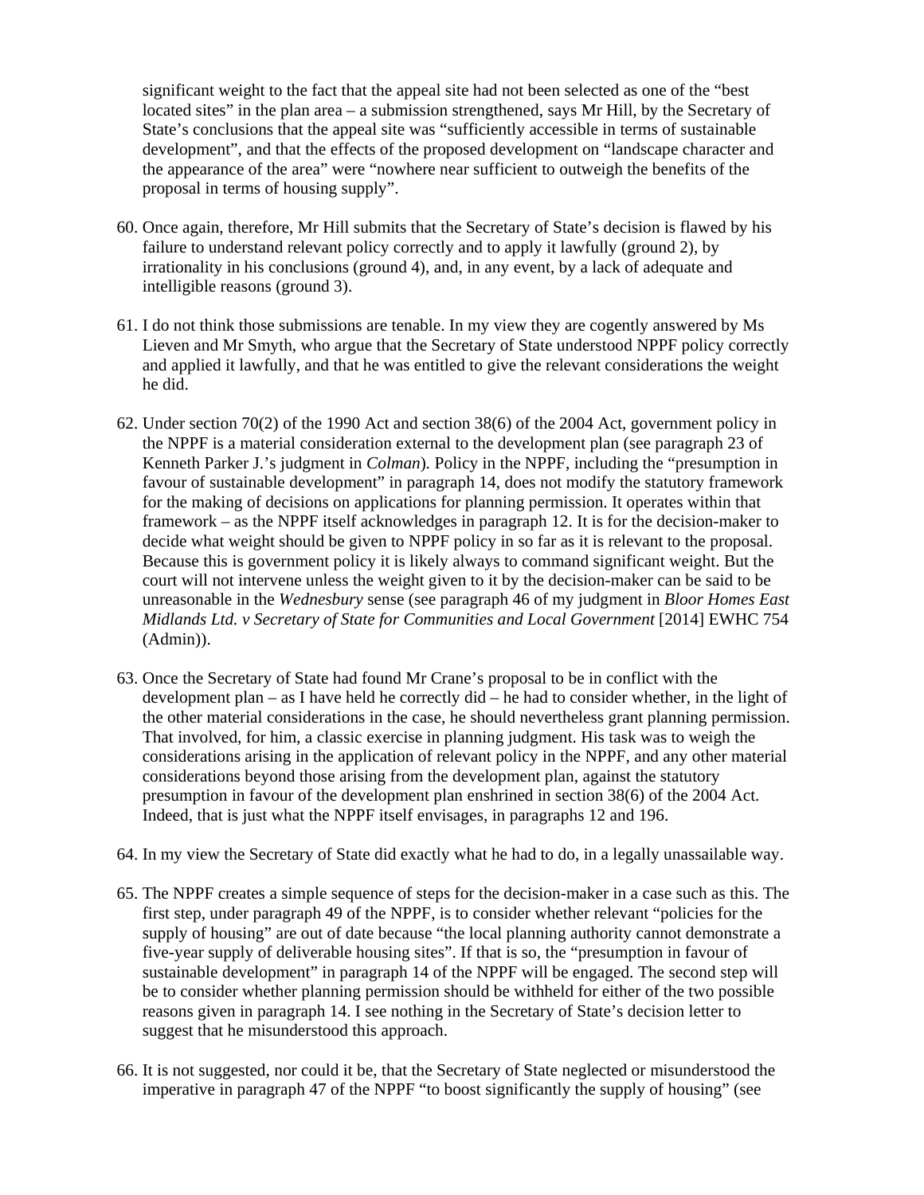significant weight to the fact that the appeal site had not been selected as one of the "best located sites" in the plan area – a submission strengthened, says Mr Hill, by the Secretary of State's conclusions that the appeal site was "sufficiently accessible in terms of sustainable development", and that the effects of the proposed development on "landscape character and the appearance of the area" were "nowhere near sufficient to outweigh the benefits of the proposal in terms of housing supply".

60. Once again, therefore, Mr Hill submits that the Secretary of State's decision is flawed by his failure to understand relevant policy correctly and to apply it lawfully (ground 2), by irrationality in his conclusions (ground 4), and, in any event, by a lack of adequate and intelligible reasons (ground 3).

61. I do not think those submissions are tenable. In my view they are cogently answered by Ms Lieven and Mr Smyth, who argue that the Secretary of State understood NPPF policy correctly and applied it lawfully, and that he was entitled to give the relevant considerations the weight he did.

62. Under section 70(2) of the 1990 Act and section 38(6) of the 2004 Act, government policy in the NPPF is a material consideration external to the development plan (see paragraph 23 of Kenneth Parker J.'s judgment in *Colman*). Policy in the NPPF, including the "presumption in favour of sustainable development" in paragraph 14, does not modify the statutory framework for the making of decisions on applications for planning permission. It operates within that framework – as the NPPF itself acknowledges in paragraph 12. It is for the decision-maker to decide what weight should be given to NPPF policy in so far as it is relevant to the proposal. Because this is government policy it is likely always to command significant weight. But the court will not intervene unless the weight given to it by the decision-maker can be said to be unreasonable in the *Wednesbury* sense (see paragraph 46 of my judgment in *Bloor Homes East Midlands Ltd. v Secretary of State for Communities and Local Government* [2014] EWHC 754 (Admin)).

63. Once the Secretary of State had found Mr Crane's proposal to be in conflict with the development plan – as I have held he correctly did – he had to consider whether, in the light of the other material considerations in the case, he should nevertheless grant planning permission. That involved, for him, a classic exercise in planning judgment. His task was to weigh the considerations arising in the application of relevant policy in the NPPF, and any other material considerations beyond those arising from the development plan, against the statutory presumption in favour of the development plan enshrined in section 38(6) of the 2004 Act. Indeed, that is just what the NPPF itself envisages, in paragraphs 12 and 196.

64. In my view the Secretary of State did exactly what he had to do, in a legally unassailable way.

65. The NPPF creates a simple sequence of steps for the decision-maker in a case such as this. The first step, under paragraph 49 of the NPPF, is to consider whether relevant "policies for the supply of housing" are out of date because "the local planning authority cannot demonstrate a five-year supply of deliverable housing sites". If that is so, the "presumption in favour of sustainable development" in paragraph 14 of the NPPF will be engaged. The second step will be to consider whether planning permission should be withheld for either of the two possible reasons given in paragraph 14. I see nothing in the Secretary of State's decision letter to suggest that he misunderstood this approach.

66. It is not suggested, nor could it be, that the Secretary of State neglected or misunderstood the imperative in paragraph 47 of the NPPF "to boost significantly the supply of housing" (see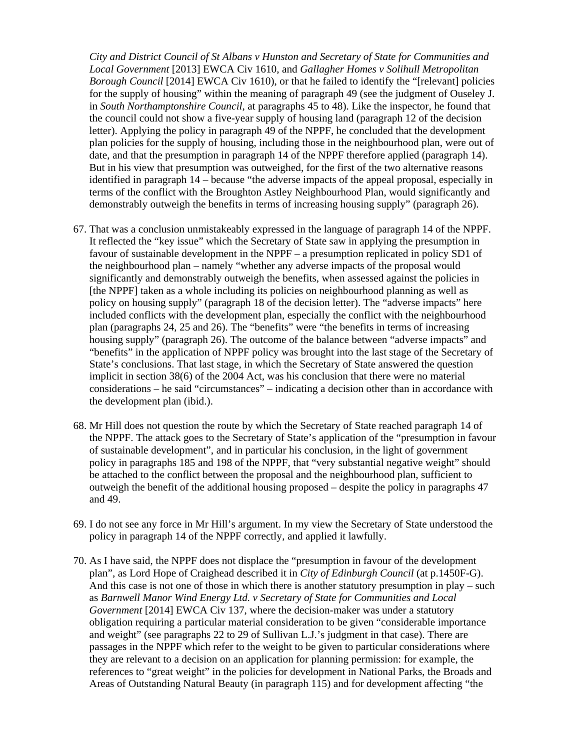*City and District Council of St Albans v Hunston and Secretary of State for Communities and Local Government* [2013] EWCA Civ 1610, and *Gallagher Homes v Solihull Metropolitan Borough Council* [2014] EWCA Civ 1610), or that he failed to identify the "[relevant] policies for the supply of housing" within the meaning of paragraph 49 (see the judgment of Ouseley J. in *South Northamptonshire Council*, at paragraphs 45 to 48). Like the inspector, he found that the council could not show a five-year supply of housing land (paragraph 12 of the decision letter). Applying the policy in paragraph 49 of the NPPF, he concluded that the development plan policies for the supply of housing, including those in the neighbourhood plan, were out of date, and that the presumption in paragraph 14 of the NPPF therefore applied (paragraph 14). But in his view that presumption was outweighed, for the first of the two alternative reasons identified in paragraph 14 – because "the adverse impacts of the appeal proposal, especially in terms of the conflict with the Broughton Astley Neighbourhood Plan, would significantly and demonstrably outweigh the benefits in terms of increasing housing supply" (paragraph 26).

67. That was a conclusion unmistakeably expressed in the language of paragraph 14 of the NPPF. It reflected the "key issue" which the Secretary of State saw in applying the presumption in favour of sustainable development in the NPPF – a presumption replicated in policy SD1 of the neighbourhood plan – namely "whether any adverse impacts of the proposal would significantly and demonstrably outweigh the benefits, when assessed against the policies in [the NPPF] taken as a whole including its policies on neighbourhood planning as well as policy on housing supply" (paragraph 18 of the decision letter). The "adverse impacts" here included conflicts with the development plan, especially the conflict with the neighbourhood plan (paragraphs 24, 25 and 26). The "benefits" were "the benefits in terms of increasing housing supply" (paragraph 26). The outcome of the balance between "adverse impacts" and "benefits" in the application of NPPF policy was brought into the last stage of the Secretary of State's conclusions. That last stage, in which the Secretary of State answered the question implicit in section 38(6) of the 2004 Act, was his conclusion that there were no material considerations – he said "circumstances" – indicating a decision other than in accordance with the development plan (ibid.).

68. Mr Hill does not question the route by which the Secretary of State reached paragraph 14 of the NPPF. The attack goes to the Secretary of State's application of the "presumption in favour of sustainable development", and in particular his conclusion, in the light of government policy in paragraphs 185 and 198 of the NPPF, that "very substantial negative weight" should be attached to the conflict between the proposal and the neighbourhood plan, sufficient to outweigh the benefit of the additional housing proposed – despite the policy in paragraphs 47 and 49.

69. I do not see any force in Mr Hill's argument. In my view the Secretary of State understood the policy in paragraph 14 of the NPPF correctly, and applied it lawfully.

70. As I have said, the NPPF does not displace the "presumption in favour of the development plan", as Lord Hope of Craighead described it in *City of Edinburgh Council* (at p.1450F-G). And this case is not one of those in which there is another statutory presumption in play – such as *Barnwell Manor Wind Energy Ltd. v Secretary of State for Communities and Local Government* [2014] EWCA Civ 137, where the decision-maker was under a statutory obligation requiring a particular material consideration to be given "considerable importance and weight" (see paragraphs 22 to 29 of Sullivan L.J.'s judgment in that case). There are passages in the NPPF which refer to the weight to be given to particular considerations where they are relevant to a decision on an application for planning permission: for example, the references to "great weight" in the policies for development in National Parks, the Broads and Areas of Outstanding Natural Beauty (in paragraph 115) and for development affecting "the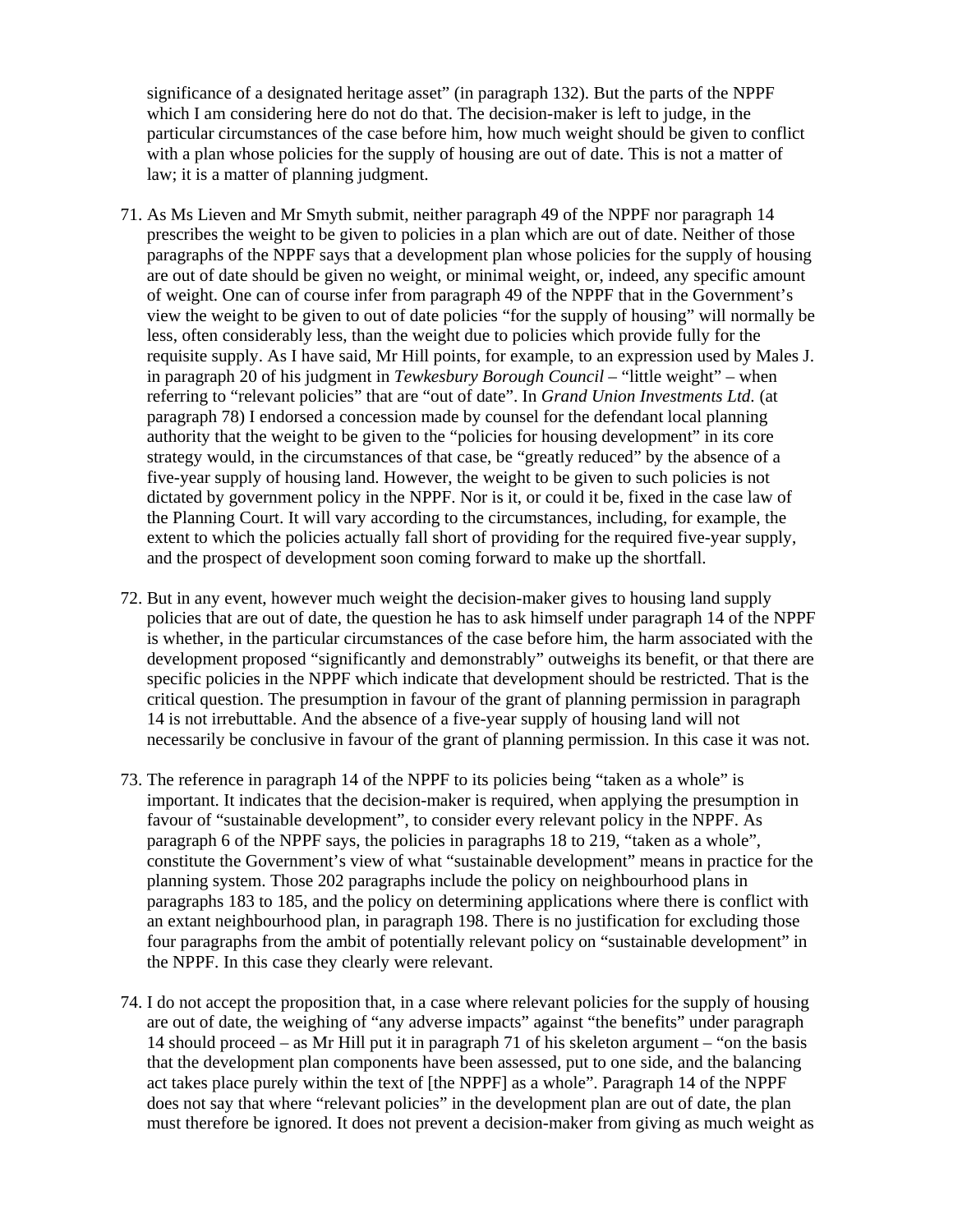significance of a designated heritage asset" (in paragraph 132). But the parts of the NPPF which I am considering here do not do that. The decision-maker is left to judge, in the particular circumstances of the case before him, how much weight should be given to conflict with a plan whose policies for the supply of housing are out of date. This is not a matter of law; it is a matter of planning judgment.

71. As Ms Lieven and Mr Smyth submit, neither paragraph 49 of the NPPF nor paragraph 14 prescribes the weight to be given to policies in a plan which are out of date. Neither of those paragraphs of the NPPF says that a development plan whose policies for the supply of housing are out of date should be given no weight, or minimal weight, or, indeed, any specific amount of weight. One can of course infer from paragraph 49 of the NPPF that in the Government's view the weight to be given to out of date policies "for the supply of housing" will normally be less, often considerably less, than the weight due to policies which provide fully for the requisite supply. As I have said, Mr Hill points, for example, to an expression used by Males J. in paragraph 20 of his judgment in *Tewkesbury Borough Council* – "little weight" – when referring to "relevant policies" that are "out of date". In *Grand Union Investments Ltd.* (at paragraph 78) I endorsed a concession made by counsel for the defendant local planning authority that the weight to be given to the "policies for housing development" in its core strategy would, in the circumstances of that case, be "greatly reduced" by the absence of a five-year supply of housing land. However, the weight to be given to such policies is not dictated by government policy in the NPPF. Nor is it, or could it be, fixed in the case law of the Planning Court. It will vary according to the circumstances, including, for example, the extent to which the policies actually fall short of providing for the required five-year supply, and the prospect of development soon coming forward to make up the shortfall.

72. But in any event, however much weight the decision-maker gives to housing land supply policies that are out of date, the question he has to ask himself under paragraph 14 of the NPPF is whether, in the particular circumstances of the case before him, the harm associated with the development proposed "significantly and demonstrably" outweighs its benefit, or that there are specific policies in the NPPF which indicate that development should be restricted. That is the critical question. The presumption in favour of the grant of planning permission in paragraph 14 is not irrebuttable. And the absence of a five-year supply of housing land will not necessarily be conclusive in favour of the grant of planning permission. In this case it was not.

73. The reference in paragraph 14 of the NPPF to its policies being "taken as a whole" is important. It indicates that the decision-maker is required, when applying the presumption in favour of "sustainable development", to consider every relevant policy in the NPPF. As paragraph 6 of the NPPF says, the policies in paragraphs 18 to 219, "taken as a whole", constitute the Government's view of what "sustainable development" means in practice for the planning system. Those 202 paragraphs include the policy on neighbourhood plans in paragraphs 183 to 185, and the policy on determining applications where there is conflict with an extant neighbourhood plan, in paragraph 198. There is no justification for excluding those four paragraphs from the ambit of potentially relevant policy on "sustainable development" in the NPPF. In this case they clearly were relevant.

74. I do not accept the proposition that, in a case where relevant policies for the supply of housing are out of date, the weighing of "any adverse impacts" against "the benefits" under paragraph 14 should proceed – as Mr Hill put it in paragraph 71 of his skeleton argument – "on the basis that the development plan components have been assessed, put to one side, and the balancing act takes place purely within the text of [the NPPF] as a whole". Paragraph 14 of the NPPF does not say that where "relevant policies" in the development plan are out of date, the plan must therefore be ignored. It does not prevent a decision-maker from giving as much weight as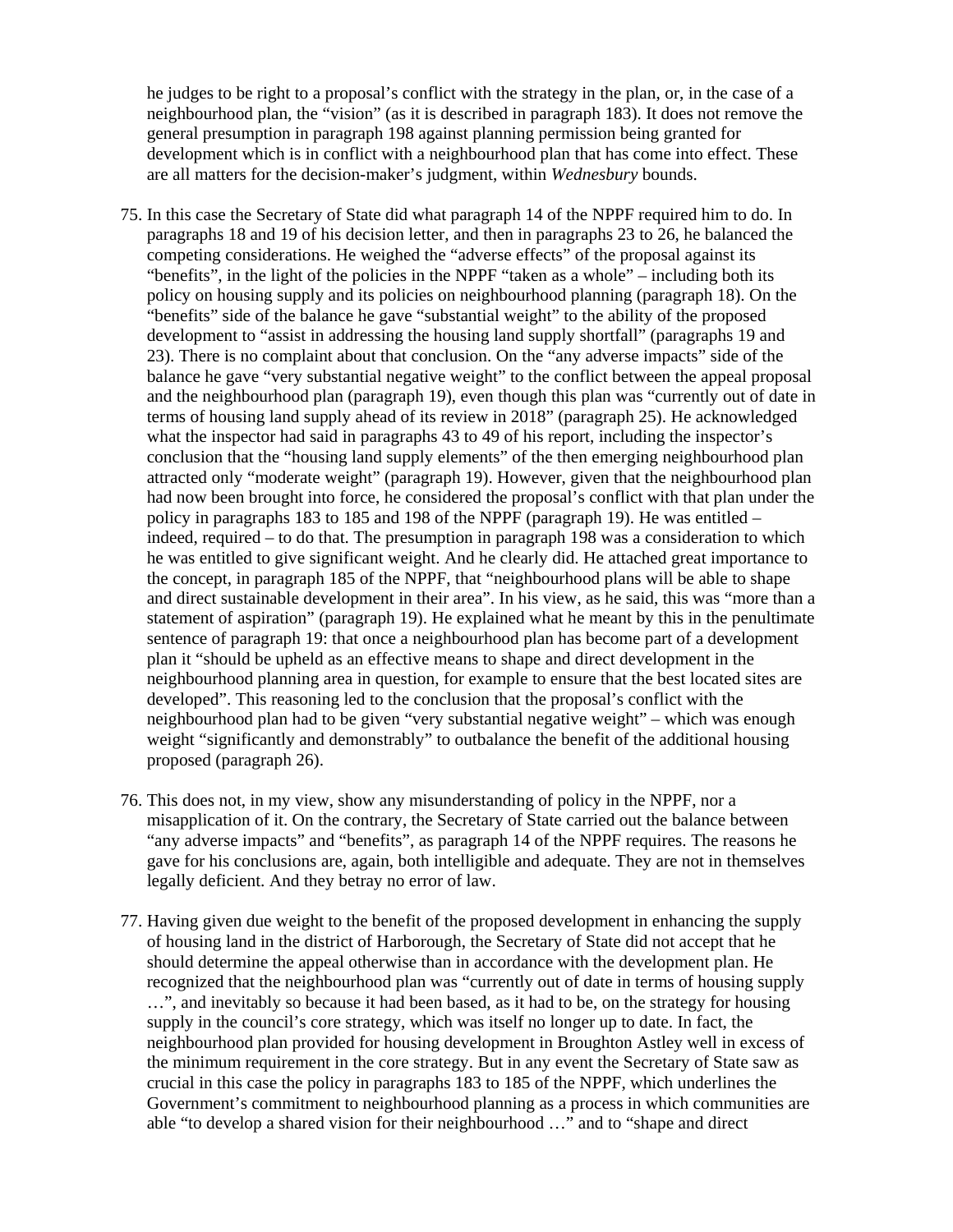he judges to be right to a proposal's conflict with the strategy in the plan, or, in the case of a neighbourhood plan, the "vision" (as it is described in paragraph 183). It does not remove the general presumption in paragraph 198 against planning permission being granted for development which is in conflict with a neighbourhood plan that has come into effect. These are all matters for the decision-maker's judgment, within *Wednesbury* bounds.

75. In this case the Secretary of State did what paragraph 14 of the NPPF required him to do. In paragraphs 18 and 19 of his decision letter, and then in paragraphs 23 to 26, he balanced the competing considerations. He weighed the "adverse effects" of the proposal against its "benefits", in the light of the policies in the NPPF "taken as a whole" – including both its policy on housing supply and its policies on neighbourhood planning (paragraph 18). On the "benefits" side of the balance he gave "substantial weight" to the ability of the proposed development to "assist in addressing the housing land supply shortfall" (paragraphs 19 and 23). There is no complaint about that conclusion. On the "any adverse impacts" side of the balance he gave "very substantial negative weight" to the conflict between the appeal proposal and the neighbourhood plan (paragraph 19), even though this plan was "currently out of date in terms of housing land supply ahead of its review in 2018" (paragraph 25). He acknowledged what the inspector had said in paragraphs 43 to 49 of his report, including the inspector's conclusion that the "housing land supply elements" of the then emerging neighbourhood plan attracted only "moderate weight" (paragraph 19). However, given that the neighbourhood plan had now been brought into force, he considered the proposal's conflict with that plan under the policy in paragraphs 183 to 185 and 198 of the NPPF (paragraph 19). He was entitled – indeed, required – to do that. The presumption in paragraph 198 was a consideration to which he was entitled to give significant weight. And he clearly did. He attached great importance to the concept, in paragraph 185 of the NPPF, that "neighbourhood plans will be able to shape and direct sustainable development in their area". In his view, as he said, this was "more than a statement of aspiration" (paragraph 19). He explained what he meant by this in the penultimate sentence of paragraph 19: that once a neighbourhood plan has become part of a development plan it "should be upheld as an effective means to shape and direct development in the neighbourhood planning area in question, for example to ensure that the best located sites are developed". This reasoning led to the conclusion that the proposal's conflict with the neighbourhood plan had to be given "very substantial negative weight" – which was enough weight "significantly and demonstrably" to outbalance the benefit of the additional housing proposed (paragraph 26).

76. This does not, in my view, show any misunderstanding of policy in the NPPF, nor a misapplication of it. On the contrary, the Secretary of State carried out the balance between "any adverse impacts" and "benefits", as paragraph 14 of the NPPF requires. The reasons he gave for his conclusions are, again, both intelligible and adequate. They are not in themselves legally deficient. And they betray no error of law.

77. Having given due weight to the benefit of the proposed development in enhancing the supply of housing land in the district of Harborough, the Secretary of State did not accept that he should determine the appeal otherwise than in accordance with the development plan. He recognized that the neighbourhood plan was "currently out of date in terms of housing supply …", and inevitably so because it had been based, as it had to be, on the strategy for housing supply in the council's core strategy, which was itself no longer up to date. In fact, the neighbourhood plan provided for housing development in Broughton Astley well in excess of the minimum requirement in the core strategy. But in any event the Secretary of State saw as crucial in this case the policy in paragraphs 183 to 185 of the NPPF, which underlines the Government's commitment to neighbourhood planning as a process in which communities are able "to develop a shared vision for their neighbourhood …" and to "shape and direct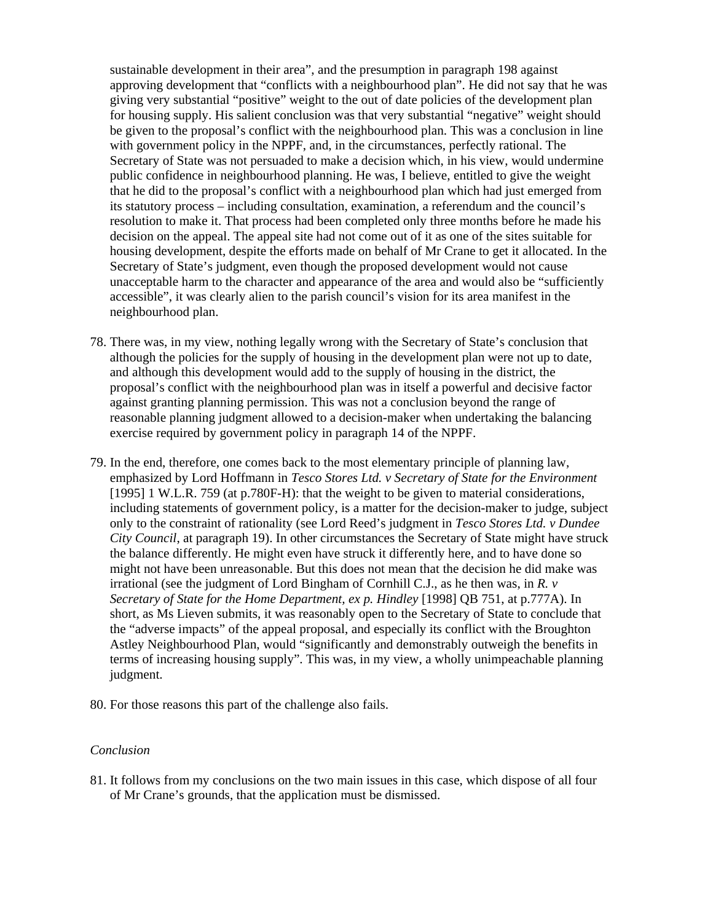sustainable development in their area", and the presumption in paragraph 198 against approving development that "conflicts with a neighbourhood plan". He did not say that he was giving very substantial "positive" weight to the out of date policies of the development plan for housing supply. His salient conclusion was that very substantial "negative" weight should be given to the proposal's conflict with the neighbourhood plan. This was a conclusion in line with government policy in the NPPF, and, in the circumstances, perfectly rational. The Secretary of State was not persuaded to make a decision which, in his view, would undermine public confidence in neighbourhood planning. He was, I believe, entitled to give the weight that he did to the proposal's conflict with a neighbourhood plan which had just emerged from its statutory process – including consultation, examination, a referendum and the council's resolution to make it. That process had been completed only three months before he made his decision on the appeal. The appeal site had not come out of it as one of the sites suitable for housing development, despite the efforts made on behalf of Mr Crane to get it allocated. In the Secretary of State's judgment, even though the proposed development would not cause unacceptable harm to the character and appearance of the area and would also be "sufficiently accessible", it was clearly alien to the parish council's vision for its area manifest in the neighbourhood plan.

78. There was, in my view, nothing legally wrong with the Secretary of State's conclusion that although the policies for the supply of housing in the development plan were not up to date, and although this development would add to the supply of housing in the district, the proposal's conflict with the neighbourhood plan was in itself a powerful and decisive factor against granting planning permission. This was not a conclusion beyond the range of reasonable planning judgment allowed to a decision-maker when undertaking the balancing exercise required by government policy in paragraph 14 of the NPPF.

79. In the end, therefore, one comes back to the most elementary principle of planning law, emphasized by Lord Hoffmann in *Tesco Stores Ltd. v Secretary of State for the Environment* [1995] 1 W.L.R. 759 (at p.780F-H): that the weight to be given to material considerations, including statements of government policy, is a matter for the decision-maker to judge, subject only to the constraint of rationality (see Lord Reed's judgment in *Tesco Stores Ltd. v Dundee City Council*, at paragraph 19). In other circumstances the Secretary of State might have struck the balance differently. He might even have struck it differently here, and to have done so might not have been unreasonable. But this does not mean that the decision he did make was irrational (see the judgment of Lord Bingham of Cornhill C.J., as he then was, in *R. v Secretary of State for the Home Department, ex p. Hindley* [1998] QB 751, at p.777A). In short, as Ms Lieven submits, it was reasonably open to the Secretary of State to conclude that the "adverse impacts" of the appeal proposal, and especially its conflict with the Broughton Astley Neighbourhood Plan, would "significantly and demonstrably outweigh the benefits in terms of increasing housing supply". This was, in my view, a wholly unimpeachable planning judgment.

80. For those reasons this part of the challenge also fails.

*Conclusion*

81. It follows from my conclusions on the two main issues in this case, which dispose of all four of Mr Crane's grounds, that the application must be dismissed.